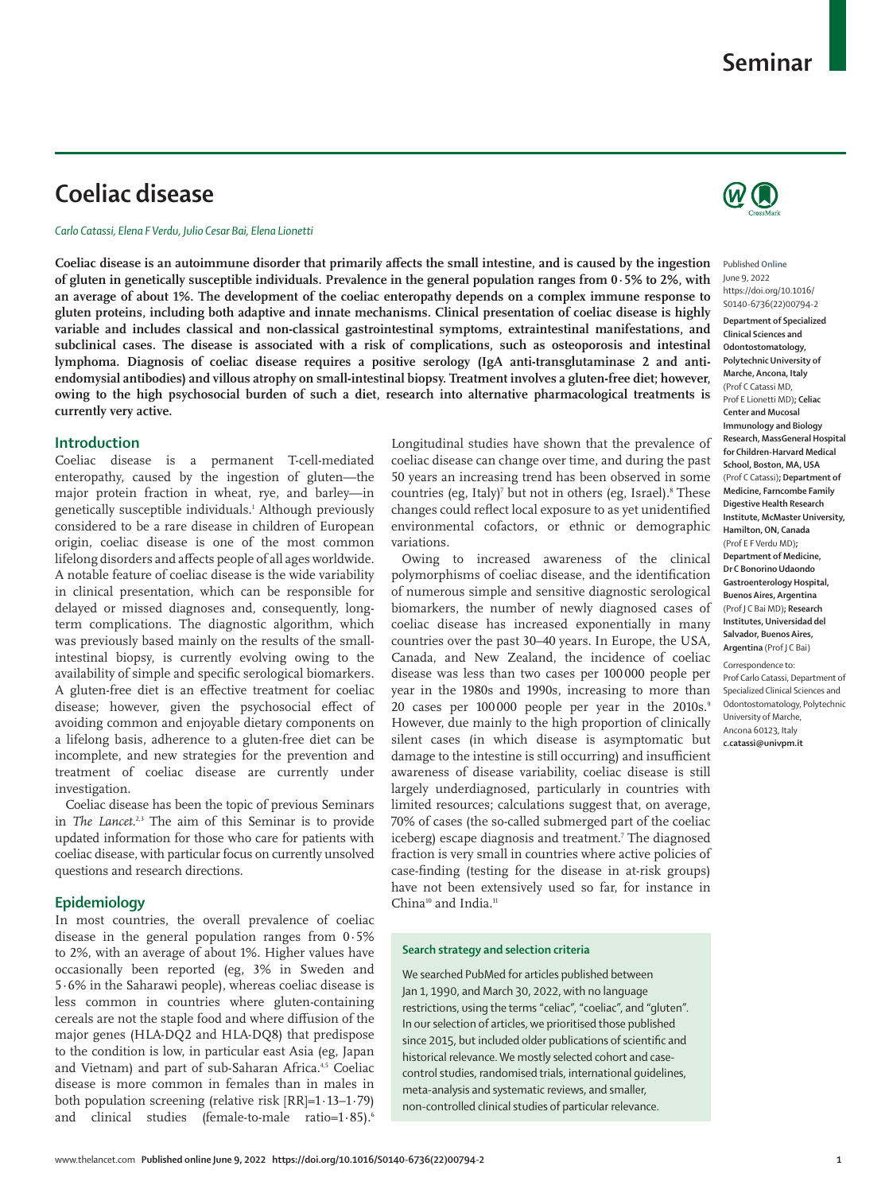# Coeliac disease

*Carlo Catassi, Elena F Verdu, Julio Cesar Bai, Elena Lionetti*

**Coeliac disease is an autoimmune disorder that primarily affects the small intestine, and is caused by the ingestion of gluten in genetically susceptible individuals. Prevalence in the general population ranges from 0·5% to 2%, with an average of about 1%. The development of the coeliac enteropathy depends on a complex immune response to gluten proteins, including both adaptive and innate mechanisms. Clinical presentation of coeliac disease is highly variable and includes classical and non-classical gastrointestinal symptoms, extraintestinal manifestations, and subclinical cases. The disease is associated with a risk of complications, such as osteoporosis and intestinal lymphoma. Diagnosis of coeliac disease requires a positive serology (IgA anti-transglutaminase 2 and anti-endomysial antibodies) and villous atrophy on small-intestinal biopsy. Treatment involves a gluten-free diet; however, owing to the high psychosocial burden of such a diet, research into alternative pharmacological treatments is currently very active.**

Published Online June 9, 2022 https://doi.org/10.1016/S0140-6736(22)00794-2

**Department of Specialized Clinical Sciences and Odontostomatology, Polytechnic University of Marche, Ancona, Italy** (Prof C Catassi MD, Prof E Lionetti MD); **Celiac Center and Mucosal Immunology and Biology Research, MassGeneral Hospital for Children-Harvard Medical School, Boston, MA, USA** (Prof C Catassi); **Department of Medicine, Farncombe Family Digestive Health Research Institute, McMaster University, Hamilton, ON, Canada** (Prof E F Verdu MD); **Department of Medicine, Dr C Bonorino Udaondo Gastroenterology Hospital, Buenos Aires, Argentina** (Prof J C Bai MD); **Research Institutes, Universidad del Salvador, Buenos Aires, Argentina** (Prof J C Bai)

Correspondence to: Prof Carlo Catassi, Department of Specialized Clinical Sciences and Odontostomatology, Polytechnic University of Marche, Ancona 60123, Italy **c.catassi@univpm.it**

## Introduction

Coeliac disease is a permanent T-cell-mediated enteropathy, caused by the ingestion of gluten—the major protein fraction in wheat, rye, and barley—in genetically susceptible individuals.[1] Although previously considered to be a rare disease in children of European origin, coeliac disease is one of the most common lifelong disorders and affects people of all ages worldwide. A notable feature of coeliac disease is the wide variability in clinical presentation, which can be responsible for delayed or missed diagnoses and, consequently, long-term complications. The diagnostic algorithm, which was previously based mainly on the results of the small-intestinal biopsy, is currently evolving owing to the availability of simple and specific serological biomarkers. A gluten-free diet is an effective treatment for coeliac disease; however, given the psychosocial effect of avoiding common and enjoyable dietary components on a lifelong basis, adherence to a gluten-free diet can be incomplete, and new strategies for the prevention and treatment of coeliac disease are currently under investigation.

Coeliac disease has been the topic of previous Seminars in *The Lancet*.[2,3] The aim of this Seminar is to provide updated information for those who care for patients with coeliac disease, with particular focus on currently unsolved questions and research directions.

## Epidemiology

In most countries, the overall prevalence of coeliac disease in the general population ranges from 0·5% to 2%, with an average of about 1%. Higher values have occasionally been reported (eg, 3% in Sweden and 5·6% in the Saharawi people), whereas coeliac disease is less common in countries where gluten-containing cereals are not the staple food and where diffusion of the major genes (HLA-DQ2 and HLA-DQ8) that predispose to the condition is low, in particular east Asia (eg, Japan and Vietnam) and part of sub-Saharan Africa.[4,5] Coeliac disease is more common in females than in males in both population screening (relative risk [RR]=1·13–1·79) and clinical studies (female-to-male ratio=1·85).[6]

Longitudinal studies have shown that the prevalence of coeliac disease can change over time, and during the past 50 years an increasing trend has been observed in some countries (eg, Italy)[7] but not in others (eg, Israel).[8] These changes could reflect local exposure to as yet unidentified environmental cofactors, or ethnic or demographic variations.

Owing to increased awareness of the clinical polymorphisms of coeliac disease, and the identification of numerous simple and sensitive diagnostic serological biomarkers, the number of newly diagnosed cases of coeliac disease has increased exponentially in many countries over the past 30–40 years. In Europe, the USA, Canada, and New Zealand, the incidence of coeliac disease was less than two cases per 100 000 people per year in the 1980s and 1990s, increasing to more than 20 cases per 100 000 people per year in the 2010s.[9] However, due mainly to the high proportion of clinically silent cases (in which disease is asymptomatic but damage to the intestine is still occurring) and insufficient awareness of disease variability, coeliac disease is still largely underdiagnosed, particularly in countries with limited resources; calculations suggest that, on average, 70% of cases (the so-called submerged part of the coeliac iceberg) escape diagnosis and treatment.[7] The diagnosed fraction is very small in countries where active policies of case-finding (testing for the disease in at-risk groups) have not been extensively used so far, for instance in China[10] and India.[11]

### Search strategy and selection criteria

We searched PubMed for articles published between Jan 1, 1990, and March 30, 2022, with no language restrictions, using the terms "celiac", "coeliac", and "gluten". In our selection of articles, we prioritised those published since 2015, but included older publications of scientific and historical relevance. We mostly selected cohort and case-control studies, randomised trials, international guidelines, meta-analysis and systematic reviews, and smaller, non-controlled clinical studies of particular relevance.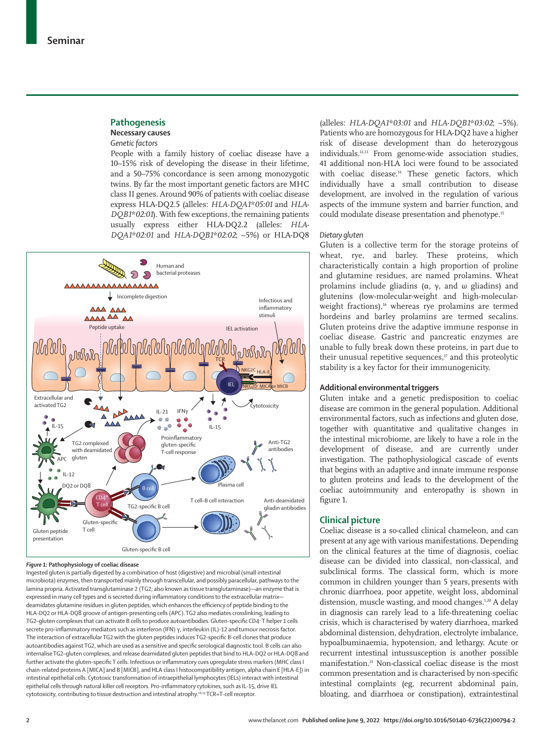## Pathogenesis

### Necessary causes

#### *Genetic factors*

People with a family history of coeliac disease have a 10–15% risk of developing the disease in their lifetime, and a 50–75% concordance is seen among monozygotic twins. By far the most important genetic factors are MHC class II genes. Around 90% of patients with coeliac disease express HLA-DQ2.5 (alleles: *HLA-DQA1\*05:01* and *HLA-DQB1\*02:01*). With few exceptions, the remaining patients usually express either HLA-DQ2.2 (alleles: *HLA-DQA1\*02:01* and *HLA-DQB1\*02:02*; ~5%) or HLA-DQ8 (alleles: *HLA-DQA1\*03:01* and *HLA-DQB1\*03:02*; ~5%). Patients who are homozygous for HLA-DQ2 have a higher risk of disease development than do heterozygous individuals.[12,13] From genome-wide association studies, 41 additional non-HLA loci were found to be associated with coeliac disease.[14] These genetic factors, which individually have a small contribution to disease development, are involved in the regulation of various aspects of the immune system and barrier function, and could modulate disease presentation and phenotype.[15]

**Figure 1: Pathophysiology of coeliac disease**

Ingested gluten is partially digested by a combination of host (digestive) and microbial (small intestinal microbiota) enzymes, then transported mainly through transcellular, and possibly paracellular, pathways to the lamina propria. Activated transglutaminase 2 (TG2; also known as tissue transglutaminase)—an enzyme that is expressed in many cell types and is secreted during inflammatory conditions to the extracellular matrix—deamidates glutamine residues in gluten peptides, which enhances the efficiency of peptide binding to the HLA-DQ2 or HLA-DQ8 groove of antigen-presenting cells (APC). TG2 also mediates crosslinking, leading to TG2–gluten complexes that can activate B cells to produce autoantibodies. Gluten-specific CD4+ T helper 1 cells secrete pro-inflammatory mediators such as interferon (IFN) γ, interleukin (IL)-12 and tumour necrosis factor. The interaction of extracellular TG2 with the gluten peptides induces TG2-specific B-cell clones that produce autoantibodies against TG2, which are used as a sensitive and specific serological diagnostic tool. B cells can also internalise TG2–gluten complexes, and release deamidated gluten peptides that bind to HLA-DQ2 or HLA-DQ8 and further activate the gluten-specific T cells. Infectious or inflammatory cues upregulate stress markers (MHC class I chain-related proteins A [MICA] and B [MICB], and HLA class I histocompatibility antigen, alpha chain E [HLA-E]) in intestinal epithelial cells. Cytotoxic transformation of intraepithelial lymphocytes (IELs) interact with intestinal epithelial cells through natural killer cell receptors. Pro-inflammatory cytokines, such as IL-15, drive IEL cytotoxicity, contributing to tissue destruction and intestinal atrophy.[18,19] TCR=T-cell receptor.

#### *Dietary gluten*

Gluten is a collective term for the storage proteins of wheat, rye, and barley. These proteins, which characteristically contain a high proportion of proline and glutamine residues, are named prolamins. Wheat prolamins include gliadins (α, γ, and ω gliadins) and glutenins (low-molecular-weight and high-molecular-weight fractions),[16] whereas rye prolamins are termed hordeins and barley prolamins are termed secalins. Gluten proteins drive the adaptive immune response in coeliac disease. Gastric and pancreatic enzymes are unable to fully break down these proteins, in part due to their unusual repetitive sequences,[17] and this proteolytic stability is a key factor for their immunogenicity.

### Additional environmental triggers

Gluten intake and a genetic predisposition to coeliac disease are common in the general population. Additional environmental factors, such as infections and gluten dose, together with quantitative and qualitative changes in the intestinal microbiome, are likely to have a role in the development of disease, and are currently under investigation. The pathophysiological cascade of events that begins with an adaptive and innate immune response to gluten proteins and leads to the development of the coeliac autoimmunity and enteropathy is shown in figure 1.

## Clinical picture

Coeliac disease is a so-called clinical chameleon, and can present at any age with various manifestations. Depending on the clinical features at the time of diagnosis, coeliac disease can be divided into classical, non-classical, and subclinical forms. The classical form, which is more common in children younger than 5 years, presents with chronic diarrhoea, poor appetite, weight loss, abdominal distension, muscle wasting, and mood changes.[1,20] A delay in diagnosis can rarely lead to a life-threatening coeliac crisis, which is characterised by watery diarrhoea, marked abdominal distension, dehydration, electrolyte imbalance, hypoalbuminaemia, hypotension, and lethargy. Acute or recurrent intestinal intussusception is another possible manifestation.[21] Non-classical coeliac disease is the most common presentation and is characterised by non-specific intestinal complaints (eg, recurrent abdominal pain, bloating, and diarrhoea or constipation), extraintestinal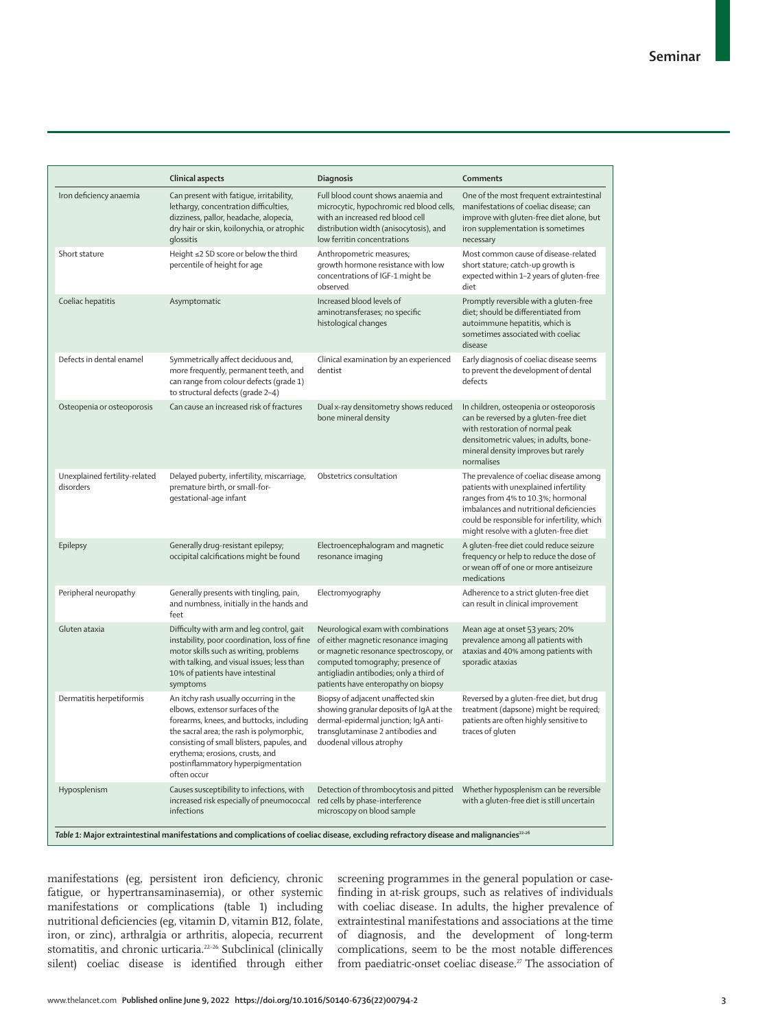|  | Clinical aspects | Diagnosis | Comments |
|---|---|---|---|
| Iron deficiency anaemia | Can present with fatigue, irritability, lethargy, concentration difficulties, dizziness, pallor, headache, alopecia, dry hair or skin, koilonychia, or atrophic glossitis | Full blood count shows anaemia and microcytic, hypochromic red blood cells, with an increased red blood cell distribution width (anisocytosis), and low ferritin concentrations | One of the most frequent extraintestinal manifestations of coeliac disease; can improve with gluten-free diet alone, but iron supplementation is sometimes necessary |
| Short stature | Height ≤2 SD score or below the third percentile of height for age | Anthropometric measures; growth hormone resistance with low concentrations of IGF-1 might be observed | Most common cause of disease-related short stature; catch-up growth is expected within 1–2 years of gluten-free diet |
| Coeliac hepatitis | Asymptomatic | Increased blood levels of aminotransferases; no specific histological changes | Promptly reversible with a gluten-free diet; should be differentiated from autoimmune hepatitis, which is sometimes associated with coeliac disease |
| Defects in dental enamel | Symmetrically affect deciduous and, more frequently, permanent teeth, and can range from colour defects (grade 1) to structural defects (grade 2–4) | Clinical examination by an experienced dentist | Early diagnosis of coeliac disease seems to prevent the development of dental defects |
| Osteopenia or osteoporosis | Can cause an increased risk of fractures | Dual x-ray densitometry shows reduced bone mineral density | In children, osteopenia or osteoporosis can be reversed by a gluten-free diet with restoration of normal peak densitometric values; in adults, bone-mineral density improves but rarely normalises |
| Unexplained fertility-related disorders | Delayed puberty, infertility, miscarriage, premature birth, or small-for-gestational-age infant | Obstetrics consultation | The prevalence of coeliac disease among patients with unexplained infertility ranges from 4% to 10.3%; hormonal imbalances and nutritional deficiencies could be responsible for infertility, which might resolve with a gluten-free diet |
| Epilepsy | Generally drug-resistant epilepsy; occipital calcifications might be found | Electroencephalogram and magnetic resonance imaging | A gluten-free diet could reduce seizure frequency or help to reduce the dose of or wean off of one or more antiseizure medications |
| Peripheral neuropathy | Generally presents with tingling, pain, and numbness, initially in the hands and feet | Electromyography | Adherence to a strict gluten-free diet can result in clinical improvement |
| Gluten ataxia | Difficulty with arm and leg control, gait instability, poor coordination, loss of fine motor skills such as writing, problems with talking, and visual issues; less than 10% of patients have intestinal symptoms | Neurological exam with combinations of either magnetic resonance imaging or magnetic resonance spectroscopy, or computed tomography; presence of antigliadin antibodies; only a third of patients have enteropathy on biopsy | Mean age at onset 53 years; 20% prevalence among all patients with ataxias and 40% among patients with sporadic ataxias |
| Dermatitis herpetiformis | An itchy rash usually occurring in the elbows, extensor surfaces of the forearms, knees, and buttocks, including the sacral area; the rash is polymorphic, consisting of small blisters, papules, and erythema; erosions, crusts, and postinflammatory hyperpigmentation often occur | Biopsy of adjacent unaffected skin showing granular deposits of IgA at the dermal-epidermal junction; IgA anti-transglutaminase 2 antibodies and duodenal villous atrophy | Reversed by a gluten-free diet, but drug treatment (dapsone) might be required; patients are often highly sensitive to traces of gluten |
| Hyposplenism | Causes susceptibility to infections, with increased risk especially of pneumococcal infections | Detection of thrombocytosis and pitted red cells by phase-interference microscopy on blood sample | Whether hyposplenism can be reversible with a gluten-free diet is still uncertain |

*Table 1:* **Major extraintestinal manifestations and complications of coeliac disease, excluding refractory disease and malignancies**[22–26]

manifestations (eg, persistent iron deficiency, chronic fatigue, or hypertransaminasemia), or other systemic manifestations or complications (table 1) including nutritional deficiencies (eg, vitamin D, vitamin B12, folate, iron, or zinc), arthralgia or arthritis, alopecia, recurrent stomatitis, and chronic urticaria.[22–26] Subclinical (clinically silent) coeliac disease is identified through either screening programmes in the general population or case-finding in at-risk groups, such as relatives of individuals with coeliac disease. In adults, the higher prevalence of extraintestinal manifestations and associations at the time of diagnosis, and the development of long-term complications, seem to be the most notable differences from paediatric-onset coeliac disease.[27] The association of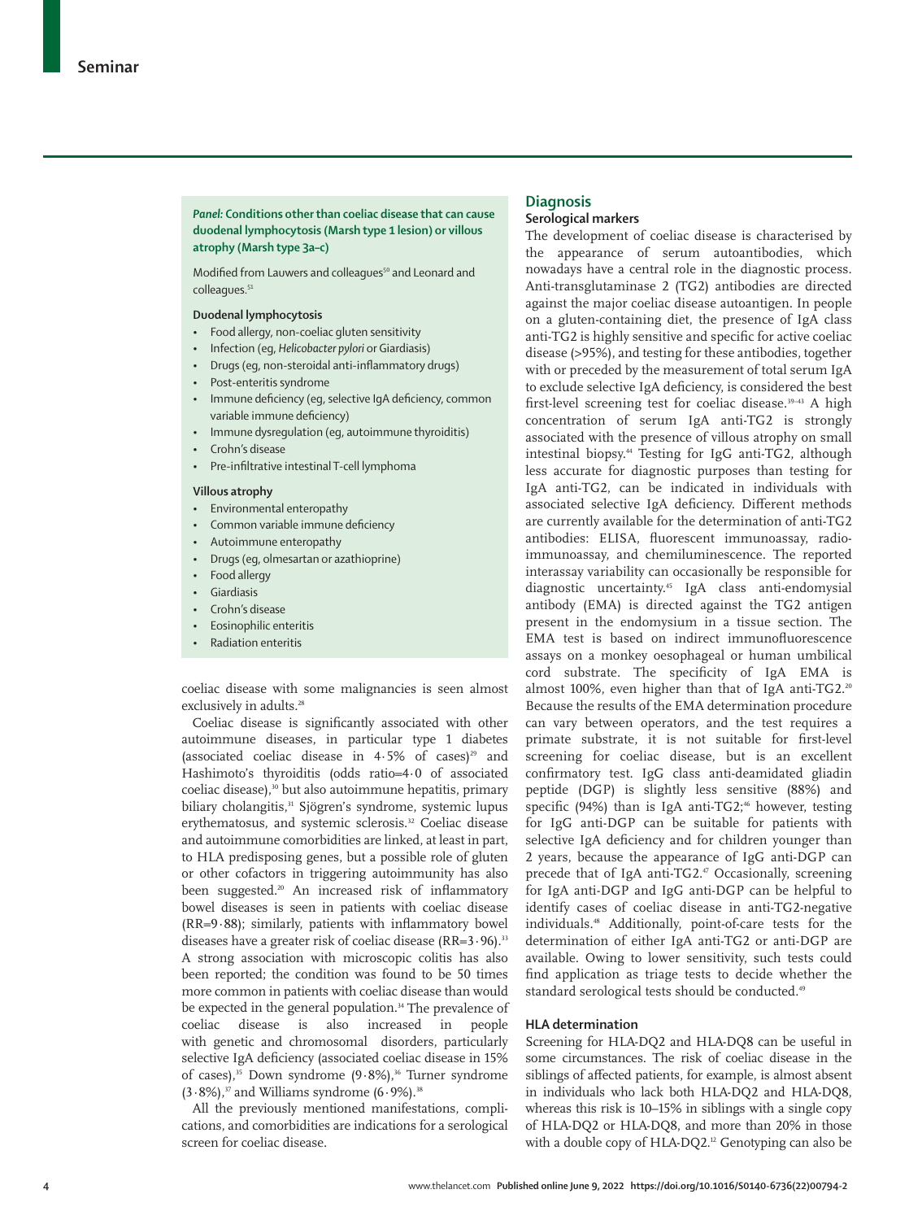**Panel: Conditions other than coeliac disease that can cause duodenal lymphocytosis (Marsh type 1 lesion) or villous atrophy (Marsh type 3a–c)**

Modified from Lauwers and colleagues[50] and Leonard and colleagues.[51]

**Duodenal lymphocytosis**

- Food allergy, non-coeliac gluten sensitivity
- Infection (eg, *Helicobacter pylori* or Giardiasis)
- Drugs (eg, non-steroidal anti-inflammatory drugs)
- Post-enteritis syndrome
- Immune deficiency (eg, selective IgA deficiency, common variable immune deficiency)
- Immune dysregulation (eg, autoimmune thyroiditis)
- Crohn's disease
- Pre-infiltrative intestinal T-cell lymphoma

**Villous atrophy**

- Environmental enteropathy
- Common variable immune deficiency
- Autoimmune enteropathy
- Drugs (eg, olmesartan or azathioprine)
- Food allergy
- Giardiasis
- Crohn's disease
- Eosinophilic enteritis
- Radiation enteritis

coeliac disease with some malignancies is seen almost exclusively in adults.[28]

Coeliac disease is significantly associated with other autoimmune diseases, in particular type 1 diabetes (associated coeliac disease in 4·5% of cases)[29] and Hashimoto's thyroiditis (odds ratio=4·0 of associated coeliac disease),[30] but also autoimmune hepatitis, primary biliary cholangitis,[31] Sjögren's syndrome, systemic lupus erythematosus, and systemic sclerosis.[32] Coeliac disease and autoimmune comorbidities are linked, at least in part, to HLA predisposing genes, but a possible role of gluten or other cofactors in triggering autoimmunity has also been suggested.[20] An increased risk of inflammatory bowel diseases is seen in patients with coeliac disease (RR=9·88); similarly, patients with inflammatory bowel diseases have a greater risk of coeliac disease (RR=3·96).[33] A strong association with microscopic colitis has also been reported; the condition was found to be 50 times more common in patients with coeliac disease than would be expected in the general population.[34] The prevalence of coeliac disease is also increased in people with genetic and chromosomal disorders, particularly selective IgA deficiency (associated coeliac disease in 15% of cases),[35] Down syndrome (9·8%),[36] Turner syndrome (3·8%),[37] and Williams syndrome (6·9%).[38]

All the previously mentioned manifestations, complications, and comorbidities are indications for a serological screen for coeliac disease.

## Diagnosis

### Serological markers

The development of coeliac disease is characterised by the appearance of serum autoantibodies, which nowadays have a central role in the diagnostic process. Anti-transglutaminase 2 (TG2) antibodies are directed against the major coeliac disease autoantigen. In people on a gluten-containing diet, the presence of IgA class anti-TG2 is highly sensitive and specific for active coeliac disease (>95%), and testing for these antibodies, together with or preceded by the measurement of total serum IgA to exclude selective IgA deficiency, is considered the best first-level screening test for coeliac disease.[39–43] A high concentration of serum IgA anti-TG2 is strongly associated with the presence of villous atrophy on small intestinal biopsy.[44] Testing for IgG anti-TG2, although less accurate for diagnostic purposes than testing for IgA anti-TG2, can be indicated in individuals with associated selective IgA deficiency. Different methods are currently available for the determination of anti-TG2 antibodies: ELISA, fluorescent immunoassay, radio-immunoassay, and chemiluminescence. The reported interassay variability can occasionally be responsible for diagnostic uncertainty.[45] IgA class anti-endomysial antibody (EMA) is directed against the TG2 antigen present in the endomysium in a tissue section. The EMA test is based on indirect immunofluorescence assays on a monkey oesophageal or human umbilical cord substrate. The specificity of IgA EMA is almost 100%, even higher than that of IgA anti-TG2.[20] Because the results of the EMA determination procedure can vary between operators, and the test requires a primate substrate, it is not suitable for first-level screening for coeliac disease, but is an excellent confirmatory test. IgG class anti-deamidated gliadin peptide (DGP) is slightly less sensitive (88%) and specific (94%) than is IgA anti-TG2;[46] however, testing for IgG anti-DGP can be suitable for patients with selective IgA deficiency and for children younger than 2 years, because the appearance of IgG anti-DGP can precede that of IgA anti-TG2.[47] Occasionally, screening for IgA anti-DGP and IgG anti-DGP can be helpful to identify cases of coeliac disease in anti-TG2-negative individuals.[48] Additionally, point-of-care tests for the determination of either IgA anti-TG2 or anti-DGP are available. Owing to lower sensitivity, such tests could find application as triage tests to decide whether the standard serological tests should be conducted.[49]

### HLA determination

Screening for HLA-DQ2 and HLA-DQ8 can be useful in some circumstances. The risk of coeliac disease in the siblings of affected patients, for example, is almost absent in individuals who lack both HLA-DQ2 and HLA-DQ8, whereas this risk is 10–15% in siblings with a single copy of HLA-DQ2 or HLA-DQ8, and more than 20% in those with a double copy of HLA-DQ2.[12] Genotyping can also be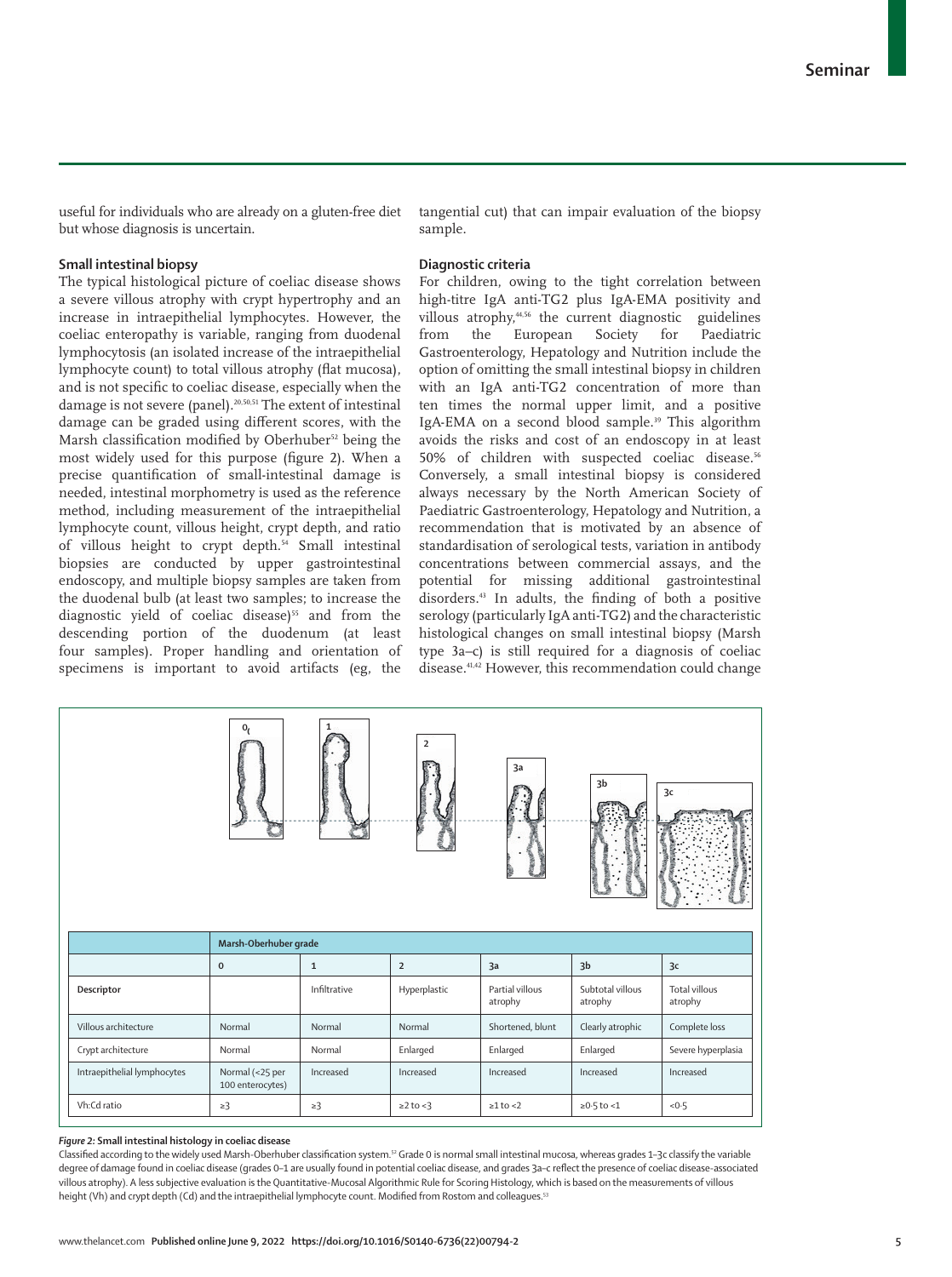useful for individuals who are already on a gluten-free diet but whose diagnosis is uncertain.

### Small intestinal biopsy

The typical histological picture of coeliac disease shows a severe villous atrophy with crypt hypertrophy and an increase in intraepithelial lymphocytes. However, the coeliac enteropathy is variable, ranging from duodenal lymphocytosis (an isolated increase of the intraepithelial lymphocyte count) to total villous atrophy (flat mucosa), and is not specific to coeliac disease, especially when the damage is not severe (panel).[20,50,51] The extent of intestinal damage can be graded using different scores, with the Marsh classification modified by Oberhuber[52] being the most widely used for this purpose (figure 2). When a precise quantification of small-intestinal damage is needed, intestinal morphometry is used as the reference method, including measurement of the intraepithelial lymphocyte count, villous height, crypt depth, and ratio of villous height to crypt depth.[54] Small intestinal biopsies are conducted by upper gastrointestinal endoscopy, and multiple biopsy samples are taken from the duodenal bulb (at least two samples; to increase the diagnostic yield of coeliac disease)[55] and from the descending portion of the duodenum (at least four samples). Proper handling and orientation of specimens is important to avoid artifacts (eg, the tangential cut) that can impair evaluation of the biopsy sample.

### Diagnostic criteria

For children, owing to the tight correlation between high-titre IgA anti-TG2 plus IgA-EMA positivity and villous atrophy,[44,56] the current diagnostic guidelines from the European Society for Paediatric Gastroenterology, Hepatology and Nutrition include the option of omitting the small intestinal biopsy in children with an IgA anti-TG2 concentration of more than ten times the normal upper limit, and a positive IgA-EMA on a second blood sample.[39] This algorithm avoids the risks and cost of an endoscopy in at least 50% of children with suspected coeliac disease.[56] Conversely, a small intestinal biopsy is considered always necessary by the North American Society of Paediatric Gastroenterology, Hepatology and Nutrition, a recommendation that is motivated by an absence of standardisation of serological tests, variation in antibody concentrations between commercial assays, and the potential for missing additional gastrointestinal disorders.[43] In adults, the finding of both a positive serology (particularly IgA anti-TG2) and the characteristic histological changes on small intestinal biopsy (Marsh type 3a–c) is still required for a diagnosis of coeliac disease.[41,42] However, this recommendation could change

| | Marsh-Oberhuber grade | | | | | |
|---|---|---|---|---|---|---|
| | 0 | 1 | 2 | 3a | 3b | 3c |
| Descriptor | | Infiltrative | Hyperplastic | Partial villous atrophy | Subtotal villous atrophy | Total villous atrophy |
| Villous architecture | Normal | Normal | Normal | Shortened, blunt | Clearly atrophic | Complete loss |
| Crypt architecture | Normal | Normal | Enlarged | Enlarged | Enlarged | Severe hyperplasia |
| Intraepithelial lymphocytes | Normal (<25 per 100 enterocytes) | Increased | Increased | Increased | Increased | Increased |
| Vh:Cd ratio | ≥3 | ≥3 | ≥2 to <3 | ≥1 to <2 | ≥0·5 to <1 | <0·5 |

***Figure 2:*** **Small intestinal histology in coeliac disease**
Classified according to the widely used Marsh-Oberhuber classification system.[52] Grade 0 is normal small intestinal mucosa, whereas grades 1–3c classify the variable degree of damage found in coeliac disease (grades 0–1 are usually found in potential coeliac disease, and grades 3a–c reflect the presence of coeliac disease-associated villous atrophy). A less subjective evaluation is the Quantitative-Mucosal Algorithmic Rule for Scoring Histology, which is based on the measurements of villous height (Vh) and crypt depth (Cd) and the intraepithelial lymphocyte count. Modified from Rostom and colleagues.[53]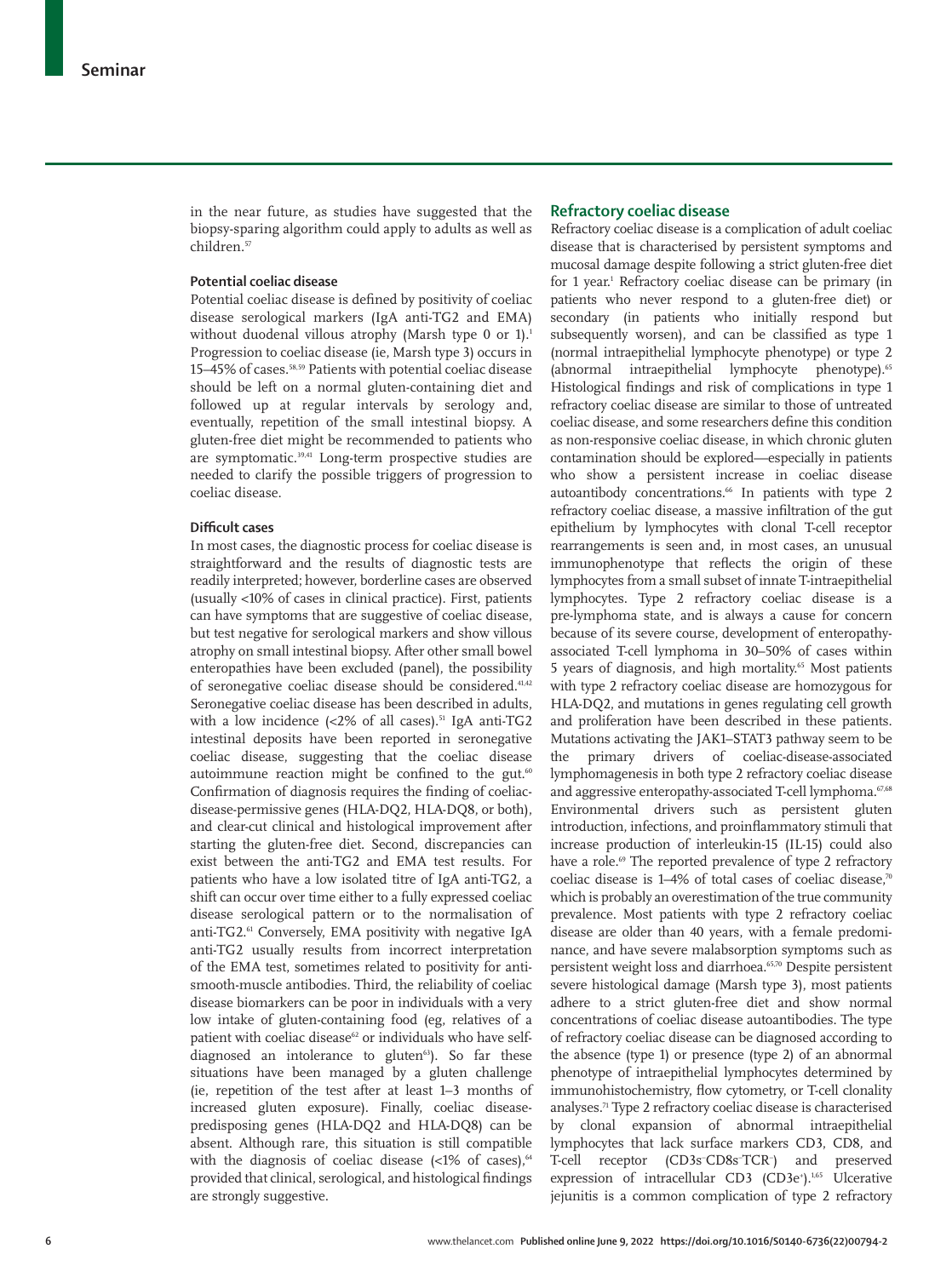in the near future, as studies have suggested that the biopsy-sparing algorithm could apply to adults as well as children.[57]

### Potential coeliac disease

Potential coeliac disease is defined by positivity of coeliac disease serological markers (IgA anti-TG2 and EMA) without duodenal villous atrophy (Marsh type 0 or 1).[1] Progression to coeliac disease (ie, Marsh type 3) occurs in 15–45% of cases.[58,59] Patients with potential coeliac disease should be left on a normal gluten-containing diet and followed up at regular intervals by serology and, eventually, repetition of the small intestinal biopsy. A gluten-free diet might be recommended to patients who are symptomatic.[39,41] Long-term prospective studies are needed to clarify the possible triggers of progression to coeliac disease.

### Difficult cases

In most cases, the diagnostic process for coeliac disease is straightforward and the results of diagnostic tests are readily interpreted; however, borderline cases are observed (usually <10% of cases in clinical practice). First, patients can have symptoms that are suggestive of coeliac disease, but test negative for serological markers and show villous atrophy on small intestinal biopsy. After other small bowel enteropathies have been excluded (panel), the possibility of seronegative coeliac disease should be considered.[41,42] Seronegative coeliac disease has been described in adults, with a low incidence (<2% of all cases).[51] IgA anti-TG2 intestinal deposits have been reported in seronegative coeliac disease, suggesting that the coeliac disease autoimmune reaction might be confined to the gut.[60] Confirmation of diagnosis requires the finding of coeliac-disease-permissive genes (HLA-DQ2, HLA-DQ8, or both), and clear-cut clinical and histological improvement after starting the gluten-free diet. Second, discrepancies can exist between the anti-TG2 and EMA test results. For patients who have a low isolated titre of IgA anti-TG2, a shift can occur over time either to a fully expressed coeliac disease serological pattern or to the normalisation of anti-TG2.[61] Conversely, EMA positivity with negative IgA anti-TG2 usually results from incorrect interpretation of the EMA test, sometimes related to positivity for anti-smooth-muscle antibodies. Third, the reliability of coeliac disease biomarkers can be poor in individuals with a very low intake of gluten-containing food (eg, relatives of a patient with coeliac disease[62] or individuals who have self-diagnosed an intolerance to gluten[63]). So far these situations have been managed by a gluten challenge (ie, repetition of the test after at least 1–3 months of increased gluten exposure). Finally, coeliac disease-predisposing genes (HLA-DQ2 and HLA-DQ8) can be absent. Although rare, this situation is still compatible with the diagnosis of coeliac disease (<1% of cases),[64] provided that clinical, serological, and histological findings are strongly suggestive.

## Refractory coeliac disease

Refractory coeliac disease is a complication of adult coeliac disease that is characterised by persistent symptoms and mucosal damage despite following a strict gluten-free diet for 1 year.[1] Refractory coeliac disease can be primary (in patients who never respond to a gluten-free diet) or secondary (in patients who initially respond but subsequently worsen), and can be classified as type 1 (normal intraepithelial lymphocyte phenotype) or type 2 (abnormal intraepithelial lymphocyte phenotype).[65] Histological findings and risk of complications in type 1 refractory coeliac disease are similar to those of untreated coeliac disease, and some researchers define this condition as non-responsive coeliac disease, in which chronic gluten contamination should be explored—especially in patients who show a persistent increase in coeliac disease autoantibody concentrations.[66] In patients with type 2 refractory coeliac disease, a massive infiltration of the gut epithelium by lymphocytes with clonal T-cell receptor rearrangements is seen and, in most cases, an unusual immunophenotype that reflects the origin of these lymphocytes from a small subset of innate T-intraepithelial lymphocytes. Type 2 refractory coeliac disease is a pre-lymphoma state, and is always a cause for concern because of its severe course, development of enteropathy-associated T-cell lymphoma in 30–50% of cases within 5 years of diagnosis, and high mortality.[65] Most patients with type 2 refractory coeliac disease are homozygous for HLA-DQ2, and mutations in genes regulating cell growth and proliferation have been described in these patients. Mutations activating the JAK1–STAT3 pathway seem to be the primary drivers of coeliac-disease-associated lymphomagenesis in both type 2 refractory coeliac disease and aggressive enteropathy-associated T-cell lymphoma.[67,68] Environmental drivers such as persistent gluten introduction, infections, and proinflammatory stimuli that increase production of interleukin-15 (IL-15) could also have a role.[69] The reported prevalence of type 2 refractory coeliac disease is 1–4% of total cases of coeliac disease,[70] which is probably an overestimation of the true community prevalence. Most patients with type 2 refractory coeliac disease are older than 40 years, with a female predominance, and have severe malabsorption symptoms such as persistent weight loss and diarrhoea.[65,70] Despite persistent severe histological damage (Marsh type 3), most patients adhere to a strict gluten-free diet and show normal concentrations of coeliac disease autoantibodies. The type of refractory coeliac disease can be diagnosed according to the absence (type 1) or presence (type 2) of an abnormal phenotype of intraepithelial lymphocytes determined by immunohistochemistry, flow cytometry, or T-cell clonality analyses.[71] Type 2 refractory coeliac disease is characterised by clonal expansion of abnormal intraepithelial lymphocytes that lack surface markers CD3, CD8, and T-cell receptor ($CD3s^{-}CD8s^{-}TCR^{-}$) and preserved expression of intracellular CD3 ($CD3e^{+}$).[1,65] Ulcerative jejunitis is a common complication of type 2 refractory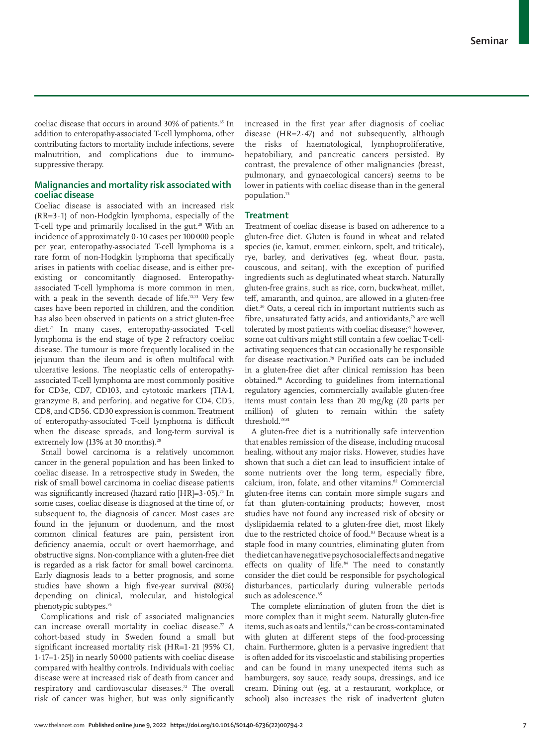coeliac disease that occurs in around 30% of patients.[65] In addition to enteropathy-associated T-cell lymphoma, other contributing factors to mortality include infections, severe malnutrition, and complications due to immunosuppressive therapy.

## Malignancies and mortality risk associated with coeliac disease

Coeliac disease is associated with an increased risk (RR=3·1) of non-Hodgkin lymphoma, especially of the T-cell type and primarily localised in the gut.[28] With an incidence of approximately 0·10 cases per 100 000 people per year, enteropathy-associated T-cell lymphoma is a rare form of non-Hodgkin lymphoma that specifically arises in patients with coeliac disease, and is either pre-existing or concomitantly diagnosed. Enteropathy-associated T-cell lymphoma is more common in men, with a peak in the seventh decade of life.[72,73] Very few cases have been reported in children, and the condition has also been observed in patients on a strict gluten-free diet.[74] In many cases, enteropathy-associated T-cell lymphoma is the end stage of type 2 refractory coeliac disease. The tumour is more frequently localised in the jejunum than the ileum and is often multifocal with ulcerative lesions. The neoplastic cells of enteropathy-associated T-cell lymphoma are most commonly positive for CD3e, CD7, CD103, and cytotoxic markers (TIA-1, granzyme B, and perforin), and negative for CD4, CD5, CD8, and CD56. CD30 expression is common. Treatment of enteropathy-associated T-cell lymphoma is difficult when the disease spreads, and long-term survival is extremely low (13% at 30 months).[28]

Small bowel carcinoma is a relatively uncommon cancer in the general population and has been linked to coeliac disease. In a retrospective study in Sweden, the risk of small bowel carcinoma in coeliac disease patients was significantly increased (hazard ratio [HR]=3·05).[75] In some cases, coeliac disease is diagnosed at the time of, or subsequent to, the diagnosis of cancer. Most cases are found in the jejunum or duodenum, and the most common clinical features are pain, persistent iron deficiency anaemia, occult or overt haemorrhage, and obstructive signs. Non-compliance with a gluten-free diet is regarded as a risk factor for small bowel carcinoma. Early diagnosis leads to a better prognosis, and some studies have shown a high five-year survival (80%) depending on clinical, molecular, and histological phenotypic subtypes.[76]

Complications and risk of associated malignancies can increase overall mortality in coeliac disease.[77] A cohort-based study in Sweden found a small but significant increased mortality risk (HR=1·21 [95% CI, 1·17–1·25]) in nearly 50 000 patients with coeliac disease compared with healthy controls. Individuals with coeliac disease were at increased risk of death from cancer and respiratory and cardiovascular diseases.[72] The overall risk of cancer was higher, but was only significantly increased in the first year after diagnosis of coeliac disease (HR=2·47) and not subsequently, although the risks of haematological, lymphoproliferative, hepatobiliary, and pancreatic cancers persisted. By contrast, the prevalence of other malignancies (breast, pulmonary, and gynaecological cancers) seems to be lower in patients with coeliac disease than in the general population.[73]

## Treatment

Treatment of coeliac disease is based on adherence to a gluten-free diet. Gluten is found in wheat and related species (ie, kamut, emmer, einkorn, spelt, and triticale), rye, barley, and derivatives (eg, wheat flour, pasta, couscous, and seitan), with the exception of purified ingredients such as deglutinated wheat starch. Naturally gluten-free grains, such as rice, corn, buckwheat, millet, teff, amaranth, and quinoa, are allowed in a gluten-free diet.[20] Oats, a cereal rich in important nutrients such as fibre, unsaturated fatty acids, and antioxidants,[78] are well tolerated by most patients with coeliac disease;[79] however, some oat cultivars might still contain a few coeliac T-cell-activating sequences that can occasionally be responsible for disease reactivation.[78] Purified oats can be included in a gluten-free diet after clinical remission has been obtained.[80] According to guidelines from international regulatory agencies, commercially available gluten-free items must contain less than 20 mg/kg (20 parts per million) of gluten to remain within the safety threshold.[78,81]

A gluten-free diet is a nutritionally safe intervention that enables remission of the disease, including mucosal healing, without any major risks. However, studies have shown that such a diet can lead to insufficient intake of some nutrients over the long term, especially fibre, calcium, iron, folate, and other vitamins.[82] Commercial gluten-free items can contain more simple sugars and fat than gluten-containing products; however, most studies have not found any increased risk of obesity or dyslipidaemia related to a gluten-free diet, most likely due to the restricted choice of food.[83] Because wheat is a staple food in many countries, eliminating gluten from the diet can have negative psychosocial effects and negative effects on quality of life.[84] The need to constantly consider the diet could be responsible for psychological disturbances, particularly during vulnerable periods such as adolescence.[85]

The complete elimination of gluten from the diet is more complex than it might seem. Naturally gluten-free items, such as oats and lentils,[86] can be cross-contaminated with gluten at different steps of the food-processing chain. Furthermore, gluten is a pervasive ingredient that is often added for its viscoelastic and stabilising properties and can be found in many unexpected items such as hamburgers, soy sauce, ready soups, dressings, and ice cream. Dining out (eg, at a restaurant, workplace, or school) also increases the risk of inadvertent gluten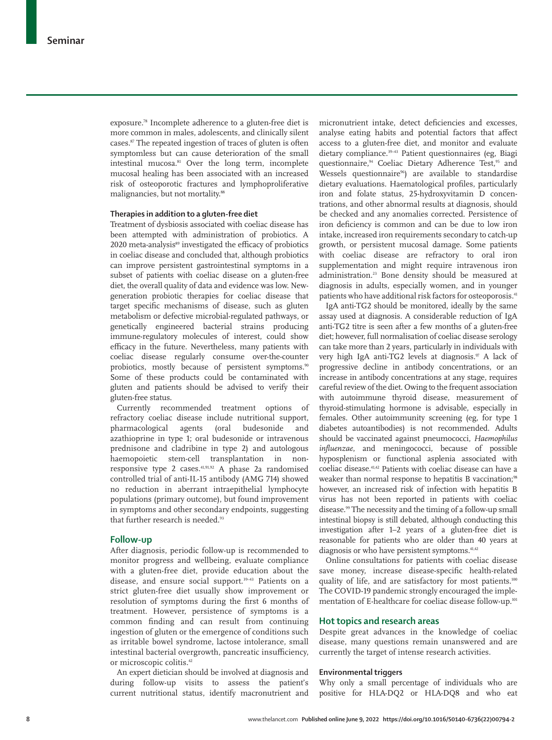exposure.[78] Incomplete adherence to a gluten-free diet is more common in males, adolescents, and clinically silent cases.[87] The repeated ingestion of traces of gluten is often symptomless but can cause deterioration of the small intestinal mucosa.[81] Over the long term, incomplete mucosal healing has been associated with an increased risk of osteoporotic fractures and lymphoproliferative malignancies, but not mortality.[88]

### Therapies in addition to a gluten-free diet

Treatment of dysbiosis associated with coeliac disease has been attempted with administration of probiotics. A 2020 meta-analysis[89] investigated the efficacy of probiotics in coeliac disease and concluded that, although probiotics can improve persistent gastrointestinal symptoms in a subset of patients with coeliac disease on a gluten-free diet, the overall quality of data and evidence was low. New-generation probiotic therapies for coeliac disease that target specific mechanisms of disease, such as gluten metabolism or defective microbial-regulated pathways, or genetically engineered bacterial strains producing immune-regulatory molecules of interest, could show efficacy in the future. Nevertheless, many patients with coeliac disease regularly consume over-the-counter probiotics, mostly because of persistent symptoms.[90] Some of these products could be contaminated with gluten and patients should be advised to verify their gluten-free status.

Currently recommended treatment options of refractory coeliac disease include nutritional support, pharmacological agents (oral budesonide and azathioprine in type 1; oral budesonide or intravenous prednisone and cladribine in type 2) and autologous haemopoietic stem-cell transplantation in non-responsive type 2 cases.[41,91,92] A phase 2a randomised controlled trial of anti-IL-15 antibody (AMG 714) showed no reduction in aberrant intraepithelial lymphocyte populations (primary outcome), but found improvement in symptoms and other secondary endpoints, suggesting that further research is needed.[93]

## Follow-up

After diagnosis, periodic follow-up is recommended to monitor progress and wellbeing, evaluate compliance with a gluten-free diet, provide education about the disease, and ensure social support.[39–43] Patients on a strict gluten-free diet usually show improvement or resolution of symptoms during the first 6 months of treatment. However, persistence of symptoms is a common finding and can result from continuing ingestion of gluten or the emergence of conditions such as irritable bowel syndrome, lactose intolerance, small intestinal bacterial overgrowth, pancreatic insufficiency, or microscopic colitis.[42]

An expert dietician should be involved at diagnosis and during follow-up visits to assess the patient's current nutritional status, identify macronutrient and micronutrient intake, detect deficiencies and excesses, analyse eating habits and potential factors that affect access to a gluten-free diet, and monitor and evaluate dietary compliance.[39–43] Patient questionnaires (eg, Biagi questionnaire,[94] Coeliac Dietary Adherence Test,[95] and Wessels questionnaire[96]) are available to standardise dietary evaluations. Haematological profiles, particularly iron and folate status, 25-hydroxyvitamin D concentrations, and other abnormal results at diagnosis, should be checked and any anomalies corrected. Persistence of iron deficiency is common and can be due to low iron intake, increased iron requirements secondary to catch-up growth, or persistent mucosal damage. Some patients with coeliac disease are refractory to oral iron supplementation and might require intravenous iron administration.[23] Bone density should be measured at diagnosis in adults, especially women, and in younger patients who have additional risk factors for osteoporosis.[41]

IgA anti-TG2 should be monitored, ideally by the same assay used at diagnosis. A considerable reduction of IgA anti-TG2 titre is seen after a few months of a gluten-free diet; however, full normalisation of coeliac disease serology can take more than 2 years, particularly in individuals with very high IgA anti-TG2 levels at diagnosis.[97] A lack of progressive decline in antibody concentrations, or an increase in antibody concentrations at any stage, requires careful review of the diet. Owing to the frequent association with autoimmune thyroid disease, measurement of thyroid-stimulating hormone is advisable, especially in females. Other autoimmunity screening (eg, for type 1 diabetes autoantibodies) is not recommended. Adults should be vaccinated against pneumococci, *Haemophilus influenzae*, and meningococci, because of possible hyposplenism or functional asplenia associated with coeliac disease.[41,42] Patients with coeliac disease can have a weaker than normal response to hepatitis B vaccination;[98] however, an increased risk of infection with hepatitis B virus has not been reported in patients with coeliac disease.[99] The necessity and the timing of a follow-up small intestinal biopsy is still debated, although conducting this investigation after 1–2 years of a gluten-free diet is reasonable for patients who are older than 40 years at diagnosis or who have persistent symptoms.[41,42]

Online consultations for patients with coeliac disease save money, increase disease-specific health-related quality of life, and are satisfactory for most patients.[100] The COVID-19 pandemic strongly encouraged the implementation of E-healthcare for coeliac disease follow-up.[101]

## Hot topics and research areas

Despite great advances in the knowledge of coeliac disease, many questions remain unanswered and are currently the target of intense research activities.

### Environmental triggers

Why only a small percentage of individuals who are positive for HLA-DQ2 or HLA-DQ8 and who eat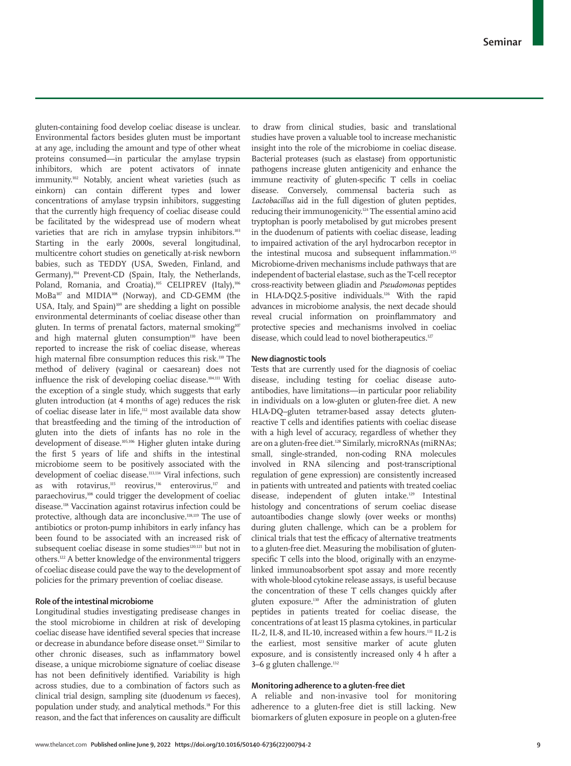gluten-containing food develop coeliac disease is unclear. Environmental factors besides gluten must be important at any age, including the amount and type of other wheat proteins consumed—in particular the amylase trypsin inhibitors, which are potent activators of innate immunity.[102] Notably, ancient wheat varieties (such as einkorn) can contain different types and lower concentrations of amylase trypsin inhibitors, suggesting that the currently high frequency of coeliac disease could be facilitated by the widespread use of modern wheat varieties that are rich in amylase trypsin inhibitors.[103] Starting in the early 2000s, several longitudinal, multicentre cohort studies on genetically at-risk newborn babies, such as TEDDY (USA, Sweden, Finland, and Germany),[104] Prevent-CD (Spain, Italy, the Netherlands, Poland, Romania, and Croatia),[105] CELIPREV (Italy),[106] MoBa[107] and MIDIA[108] (Norway), and CD-GEMM (the USA, Italy, and Spain)[109] are shedding a light on possible environmental determinants of coeliac disease other than gluten. In terms of prenatal factors, maternal smoking[107] and high maternal gluten consumption[110] have been reported to increase the risk of coeliac disease, whereas high maternal fibre consumption reduces this risk.[110] The method of delivery (vaginal or caesarean) does not influence the risk of developing coeliac disease.[104,111] With the exception of a single study, which suggests that early gluten introduction (at 4 months of age) reduces the risk of coeliac disease later in life,[112] most available data show that breastfeeding and the timing of the introduction of gluten into the diets of infants has no role in the development of disease.[105,106] Higher gluten intake during the first 5 years of life and shifts in the intestinal microbiome seem to be positively associated with the development of coeliac disease.[113,114] Viral infections, such as with rotavirus,[115] reovirus,[116] enterovirus,[117] and paraechovirus,[108] could trigger the development of coeliac disease.[118] Vaccination against rotavirus infection could be protective, although data are inconclusive.[118,119] The use of antibiotics or proton-pump inhibitors in early infancy has been found to be associated with an increased risk of subsequent coeliac disease in some studies[120,121] but not in others.[122] A better knowledge of the environmental triggers of coeliac disease could pave the way to the development of policies for the primary prevention of coeliac disease.

## Role of the intestinal microbiome

Longitudinal studies investigating predisease changes in the stool microbiome in children at risk of developing coeliac disease have identified several species that increase or decrease in abundance before disease onset.[123] Similar to other chronic diseases, such as inflammatory bowel disease, a unique microbiome signature of coeliac disease has not been definitively identified. Variability is high across studies, due to a combination of factors such as clinical trial design, sampling site (duodenum *vs* faeces), population under study, and analytical methods.[18] For this reason, and the fact that inferences on causality are difficult to draw from clinical studies, basic and translational studies have proven a valuable tool to increase mechanistic insight into the role of the microbiome in coeliac disease. Bacterial proteases (such as elastase) from opportunistic pathogens increase gluten antigenicity and enhance the immune reactivity of gluten-specific T cells in coeliac disease. Conversely, commensal bacteria such as *Lactobacillus* aid in the full digestion of gluten peptides, reducing their immunogenicity.[124] The essential amino acid tryptophan is poorly metabolised by gut microbes present in the duodenum of patients with coeliac disease, leading to impaired activation of the aryl hydrocarbon receptor in the intestinal mucosa and subsequent inflammation.[125] Microbiome-driven mechanisms include pathways that are independent of bacterial elastase, such as the T-cell receptor cross-reactivity between gliadin and *Pseudomonas* peptides in HLA-DQ2.5-positive individuals.[126] With the rapid advances in microbiome analysis, the next decade should reveal crucial information on proinflammatory and protective species and mechanisms involved in coeliac disease, which could lead to novel biotherapeutics.[127]

## New diagnostic tools

Tests that are currently used for the diagnosis of coeliac disease, including testing for coeliac disease autoantibodies, have limitations—in particular poor reliability in individuals on a low-gluten or gluten-free diet. A new HLA-DQ–gluten tetramer-based assay detects gluten-reactive T cells and identifies patients with coeliac disease with a high level of accuracy, regardless of whether they are on a gluten-free diet.[128] Similarly, microRNAs (miRNAs; small, single-stranded, non-coding RNA molecules involved in RNA silencing and post-transcriptional regulation of gene expression) are consistently increased in patients with untreated and patients with treated coeliac disease, independent of gluten intake.[129] Intestinal histology and concentrations of serum coeliac disease autoantibodies change slowly (over weeks or months) during gluten challenge, which can be a problem for clinical trials that test the efficacy of alternative treatments to a gluten-free diet. Measuring the mobilisation of gluten-specific T cells into the blood, originally with an enzyme-linked immunoabsorbent spot assay and more recently with whole-blood cytokine release assays, is useful because the concentration of these T cells changes quickly after gluten exposure.[130] After the administration of gluten peptides in patients treated for coeliac disease, the concentrations of at least 15 plasma cytokines, in particular IL-2, IL-8, and IL-10, increased within a few hours.[131] IL-2 is the earliest, most sensitive marker of acute gluten exposure, and is consistently increased only 4 h after a 3–6 g gluten challenge.[132]

## Monitoring adherence to a gluten-free diet

A reliable and non-invasive tool for monitoring adherence to a gluten-free diet is still lacking. New biomarkers of gluten exposure in people on a gluten-free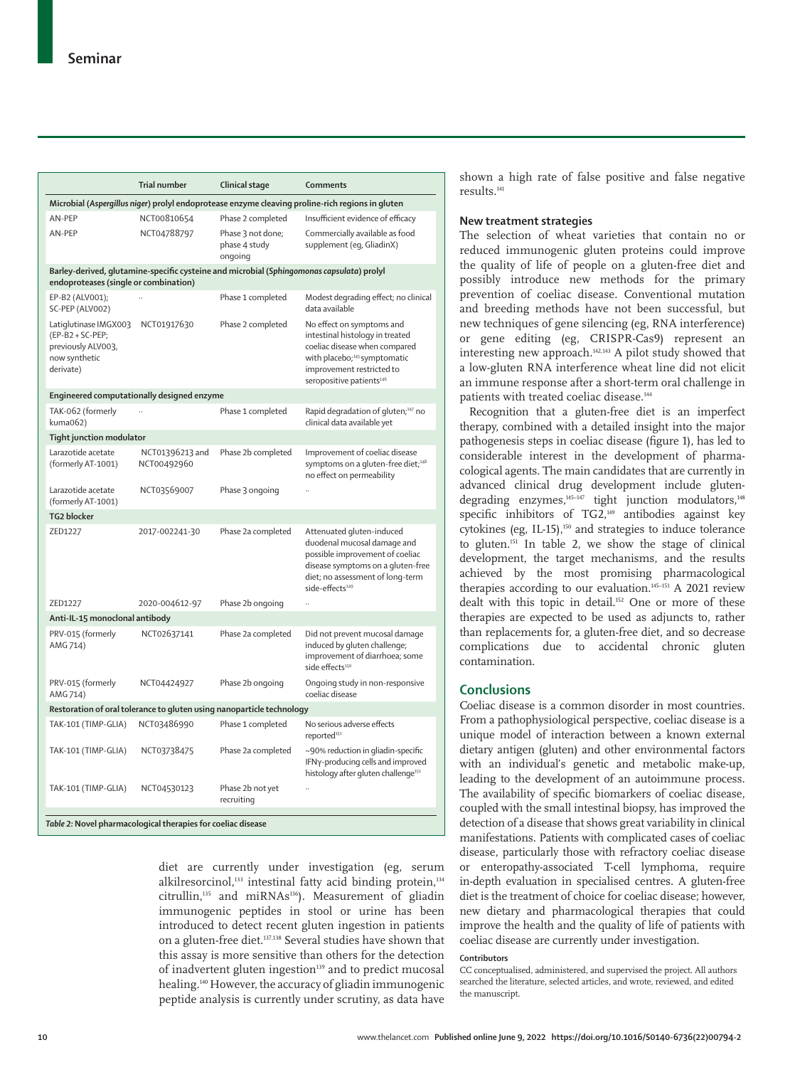| | Trial number | Clinical stage | Comments |
|---|---|---|---|
| **Microbial (*Aspergillus niger*) prolyl endoprotease enzyme cleaving proline-rich regions in gluten** | | | |
| AN-PEP | NCT00810654 | Phase 2 completed | Insufficient evidence of efficacy |
| AN-PEP | NCT04788797 | Phase 3 not done; phase 4 study ongoing | Commercially available as food supplement (eg, GliadinX) |
| **Barley-derived, glutamine-specific cysteine and microbial (*Sphingomonas capsulata*) prolyl endoproteases (single or combination)** | | | |
| EP-B2 (ALV001); SC-PEP (ALV002) | .. | Phase 1 completed | Modest degrading effect; no clinical data available |
| Latiglutinase IMGX003 (EP-B2 + SC-PEP; previously ALV003, now synthetic derivate) | NCT01917630 | Phase 2 completed | No effect on symptoms and intestinal histology in treated coeliac disease when compared with placebo;[145] symptomatic improvement restricted to seropositive patients[146] |
| **Engineered computationally designed enzyme** | | | |
| TAK-062 (formerly kuma062) | .. | Phase 1 completed | Rapid degradation of gluten;[147] no clinical data available yet |
| **Tight junction modulator** | | | |
| Larazotide acetate (formerly AT-1001) | NCT01396213 and NCT00492960 | Phase 2b completed | Improvement of coeliac disease symptoms on a gluten-free diet;[148] no effect on permeability |
| Larazotide acetate (formerly AT-1001) | NCT03569007 | Phase 3 ongoing | .. |
| **TG2 blocker** | | | |
| ZED1227 | 2017-002241-30 | Phase 2a completed | Attenuated gluten-induced duodenal mucosal damage and possible improvement of coeliac disease symptoms on a gluten-free diet; no assessment of long-term side-effects[149] |
| ZED1227 | 2020-004612-97 | Phase 2b ongoing | .. |
| **Anti-IL-15 monoclonal antibody** | | | |
| PRV-015 (formerly AMG 714) | NCT02637141 | Phase 2a completed | Did not prevent mucosal damage induced by gluten challenge; improvement of diarrhoea; some side effects[150] |
| PRV-015 (formerly AMG 714) | NCT04424927 | Phase 2b ongoing | Ongoing study in non-responsive coeliac disease |
| **Restoration of oral tolerance to gluten using nanoparticle technology** | | | |
| TAK-101 (TIMP-GLIA) | NCT03486990 | Phase 1 completed | No serious adverse effects reported[151] |
| TAK-101 (TIMP-GLIA) | NCT03738475 | Phase 2a completed | ~90% reduction in gliadin-specific IFNγ-producing cells and improved histology after gluten challenge[151] |
| TAK-101 (TIMP-GLIA) | NCT04530123 | Phase 2b not yet recruiting | .. |

*Table 2:* **Novel pharmacological therapies for coeliac disease**

diet are currently under investigation (eg, serum alkilresorcinol,[133] intestinal fatty acid binding protein,[134] citrullin,[135] and miRNAs[136]). Measurement of gliadin immunogenic peptides in stool or urine has been introduced to detect recent gluten ingestion in patients on a gluten-free diet.[137,138] Several studies have shown that this assay is more sensitive than others for the detection of inadvertent gluten ingestion[139] and to predict mucosal healing.[140] However, the accuracy of gliadin immunogenic peptide analysis is currently under scrutiny, as data have shown a high rate of false positive and false negative results.[141]

### New treatment strategies

The selection of wheat varieties that contain no or reduced immunogenic gluten proteins could improve the quality of life of people on a gluten-free diet and possibly introduce new methods for the primary prevention of coeliac disease. Conventional mutation and breeding methods have not been successful, but new techniques of gene silencing (eg, RNA interference) or gene editing (eg, CRISPR-Cas9) represent an interesting new approach.[142,143] A pilot study showed that a low-gluten RNA interference wheat line did not elicit an immune response after a short-term oral challenge in patients with treated coeliac disease.[144]

Recognition that a gluten-free diet is an imperfect therapy, combined with a detailed insight into the major pathogenesis steps in coeliac disease (figure 1), has led to considerable interest in the development of pharmacological agents. The main candidates that are currently in advanced clinical drug development include gluten-degrading enzymes,[145–147] tight junction modulators,[148] specific inhibitors of TG2,[149] antibodies against key cytokines (eg, IL-15),[150] and strategies to induce tolerance to gluten.[151] In table 2, we show the stage of clinical development, the target mechanisms, and the results achieved by the most promising pharmacological therapies according to our evaluation.[145–151] A 2021 review dealt with this topic in detail.[152] One or more of these therapies are expected to be used as adjuncts to, rather than replacements for, a gluten-free diet, and so decrease complications due to accidental chronic gluten contamination.

## Conclusions

Coeliac disease is a common disorder in most countries. From a pathophysiological perspective, coeliac disease is a unique model of interaction between a known external dietary antigen (gluten) and other environmental factors with an individual's genetic and metabolic make-up, leading to the development of an autoimmune process. The availability of specific biomarkers of coeliac disease, coupled with the small intestinal biopsy, has improved the detection of a disease that shows great variability in clinical manifestations. Patients with complicated cases of coeliac disease, particularly those with refractory coeliac disease or enteropathy-associated T-cell lymphoma, require in-depth evaluation in specialised centres. A gluten-free diet is the treatment of choice for coeliac disease; however, new dietary and pharmacological therapies that could improve the health and the quality of life of patients with coeliac disease are currently under investigation.

#### Contributors

CC conceptualised, administered, and supervised the project. All authors searched the literature, selected articles, and wrote, reviewed, and edited the manuscript.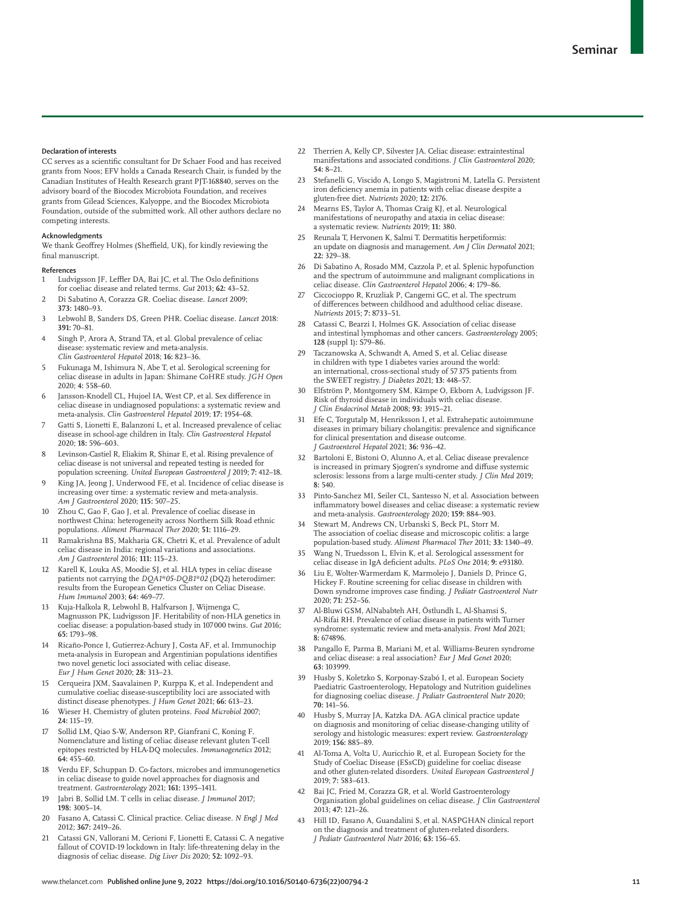### Declaration of interests

CC serves as a scientific consultant for Dr Schaer Food and has received grants from Noos; EFV holds a Canada Research Chair, is funded by the Canadian Institutes of Health Research grant PJT-168840, serves on the advisory board of the Biocodex Microbiota Foundation, and receives grants from Gilead Sciences, Kalyoppe, and the Biocodex Microbiota Foundation, outside of the submitted work. All other authors declare no competing interests.

### Acknowledgments

We thank Geoffrey Holmes (Sheffield, UK), for kindly reviewing the final manuscript.

### References

1. Ludvigsson JF, Leffler DA, Bai JC, et al. The Oslo definitions for coeliac disease and related terms. *Gut* 2013; **62:** 43–52.
2. Di Sabatino A, Corazza GR. Coeliac disease. *Lancet* 2009; **373:** 1480–93.
3. Lebwohl B, Sanders DS, Green PHR. Coeliac disease. *Lancet* 2018: **391:** 70–81.
4. Singh P, Arora A, Strand TA, et al. Global prevalence of celiac disease: systematic review and meta-analysis. *Clin Gastroenterol Hepatol* 2018; **16:** 823–36.
5. Fukunaga M, Ishimura N, Abe T, et al. Serological screening for celiac disease in adults in Japan: Shimane CoHRE study. *JGH Open* 2020; **4:** 558–60.
6. Jansson-Knodell CL, Hujoel IA, West CP, et al. Sex difference in celiac disease in undiagnosed populations: a systematic review and meta-analysis. *Clin Gastroenterol Hepatol* 2019; **17:** 1954–68.
7. Gatti S, Lionetti E, Balanzoni L, et al. Increased prevalence of celiac disease in school-age children in Italy. *Clin Gastroenterol Hepatol* 2020; **18:** 596–603.
8. Levinson-Castiel R, Eliakim R, Shinar E, et al. Rising prevalence of celiac disease is not universal and repeated testing is needed for population screening. *United European Gastroenterol J* 2019; **7:** 412–18.
9. King JA, Jeong J, Underwood FE, et al. Incidence of celiac disease is increasing over time: a systematic review and meta-analysis. *Am J Gastroenterol* 2020; **115:** 507–25.
10. Zhou C, Gao F, Gao J, et al. Prevalence of coeliac disease in northwest China: heterogeneity across Northern Silk Road ethnic populations. *Aliment Pharmacol Ther* 2020; **51:** 1116–29.
11. Ramakrishna BS, Makharia GK, Chetri K, et al. Prevalence of adult celiac disease in India: regional variations and associations. *Am J Gastroenterol* 2016; **111:** 115–23.
12. Karell K, Louka AS, Moodie SJ, et al. HLA types in celiac disease patients not carrying the *DQA1\*05-DQB1\*02* (DQ2) heterodimer: results from the European Genetics Cluster on Celiac Disease. *Hum Immunol* 2003; **64:** 469–77.
13. Kuja-Halkola R, Lebwohl B, Halfvarson J, Wijmenga C, Magnusson PK, Ludvigsson JF. Heritability of non-HLA genetics in coeliac disease: a population-based study in 107 000 twins. *Gut* 2016; **65:** 1793–98.
14. Ricaño-Ponce I, Gutierrez-Achury J, Costa AF, et al. Immunochip meta-analysis in European and Argentinian populations identifies two novel genetic loci associated with celiac disease. *Eur J Hum Genet* 2020; **28:** 313–23.
15. Cerqueira JXM, Saavalainen P, Kurppa K, et al. Independent and cumulative coeliac disease-susceptibility loci are associated with distinct disease phenotypes. *J Hum Genet* 2021; **66:** 613–23.
16. Wieser H. Chemistry of gluten proteins. *Food Microbiol* 2007; **24:** 115–19.
17. Sollid LM, Qiao S-W, Anderson RP, Gianfrani C, Koning F. Nomenclature and listing of celiac disease relevant gluten T-cell epitopes restricted by HLA-DQ molecules. *Immunogenetics* 2012; **64:** 455–60.
18. Verdu EF, Schuppan D. Co-factors, microbes and immunogenetics in celiac disease to guide novel approaches for diagnosis and treatment. *Gastroenterology* 2021; **161:** 1395–1411.
19. Jabri B, Sollid LM. T cells in celiac disease. *J Immunol* 2017; **198:** 3005–14.
20. Fasano A, Catassi C. Clinical practice. Celiac disease. *N Engl J Med* 2012; **367:** 2419–26.
21. Catassi GN, Vallorani M, Cerioni F, Lionetti E, Catassi C. A negative fallout of COVID-19 lockdown in Italy: life-threatening delay in the diagnosis of celiac disease. *Dig Liver Dis* 2020; **52:** 1092–93.
22. Therrien A, Kelly CP, Silvester JA. Celiac disease: extraintestinal manifestations and associated conditions. *J Clin Gastroenterol* 2020; **54:** 8–21.
23. Stefanelli G, Viscido A, Longo S, Magistroni M, Latella G. Persistent iron deficiency anemia in patients with celiac disease despite a gluten-free diet. *Nutrients* 2020; **12:** 2176.
24. Mearns ES, Taylor A, Thomas Craig KJ, et al. Neurological manifestations of neuropathy and ataxia in celiac disease: a systematic review. *Nutrients* 2019; **11:** 380.
25. Reunala T, Hervonen K, Salmi T. Dermatitis herpetiformis: an update on diagnosis and management. *Am J Clin Dermatol* 2021; **22:** 329–38.
26. Di Sabatino A, Rosado MM, Cazzola P, et al. Splenic hypofunction and the spectrum of autoimmune and malignant complications in celiac disease. *Clin Gastroenterol Hepatol* 2006; **4:** 179–86.
27. Ciccocioppo R, Kruzliak P, Cangemi GC, et al. The spectrum of differences between childhood and adulthood celiac disease. *Nutrients* 2015; **7:** 8733–51.
28. Catassi C, Bearzi I, Holmes GK. Association of celiac disease and intestinal lymphomas and other cancers. *Gastroenterology* 2005; **128** (suppl 1): S79–86.
29. Taczanowska A, Schwandt A, Amed S, et al. Celiac disease in children with type 1 diabetes varies around the world: an international, cross-sectional study of 57 375 patients from the SWEET registry. *J Diabetes* 2021; **13:** 448–57.
30. Elfström P, Montgomery SM, Kämpe O, Ekbom A, Ludvigsson JF. Risk of thyroid disease in individuals with celiac disease. *J Clin Endocrinol Metab* 2008; **93:** 3915–21.
31. Efe C, Torgutalp M, Henriksson I, et al. Extrahepatic autoimmune diseases in primary biliary cholangitis: prevalence and significance for clinical presentation and disease outcome. *J Gastroenterol Hepatol* 2021; **36:** 936–42.
32. Bartoloni E, Bistoni O, Alunno A, et al. Celiac disease prevalence is increased in primary Sjogren's syndrome and diffuse systemic sclerosis: lessons from a large multi-center study. *J Clin Med* 2019; **8:** 540.
33. Pinto-Sanchez MI, Seiler CL, Santesso N, et al. Association between inflammatory bowel diseases and celiac disease: a systematic review and meta-analysis. *Gastroenterology* 2020; **159:** 884–903.
34. Stewart M, Andrews CN, Urbanski S, Beck PL, Storr M. The association of coeliac disease and microscopic colitis: a large population-based study. *Aliment Pharmacol Ther* 2011; **33:** 1340–49.
35. Wang N, Truedsson L, Elvin K, et al. Serological assessment for celiac disease in IgA deficient adults. *PLoS One* 2014; **9:** e93180.
36. Liu E, Wolter-Warmerdam K, Marmolejo J, Daniels D, Prince G, Hickey F. Routine screening for celiac disease in children with Down syndrome improves case finding. *J Pediatr Gastroenterol Nutr* 2020; **71:** 252–56.
37. Al-Bluwi GSM, AlNababteh AH, Östlundh L, Al-Shamsi S, Al-Rifai RH. Prevalence of celiac disease in patients with Turner syndrome: systematic review and meta-analysis. *Front Med* 2021; **8:** 674896.
38. Pangallo E, Parma B, Mariani M, et al. Williams-Beuren syndrome and celiac disease: a real association? *Eur J Med Genet* 2020; **63:** 103999.
39. Husby S, Koletzko S, Korponay-Szabó I, et al. European Society Paediatric Gastroenterology, Hepatology and Nutrition guidelines for diagnosing coeliac disease. *J Pediatr Gastroenterol Nutr* 2020; **70:** 141–56.
40. Husby S, Murray JA, Katzka DA. AGA clinical practice update on diagnosis and monitoring of celiac disease-changing utility of serology and histologic measures: expert review. *Gastroenterology* 2019; **156:** 885–89.
41. Al-Toma A, Volta U, Auricchio R, et al. European Society for the Study of Coeliac Disease (ESsCD) guideline for coeliac disease and other gluten-related disorders. *United European Gastroenterol J* 2019; **7:** 583–613.
42. Bai JC, Fried M, Corazza GR, et al. World Gastroenterology Organisation global guidelines on celiac disease. *J Clin Gastroenterol* 2013; **47:** 121–26.
43. Hill ID, Fasano A, Guandalini S, et al. NASPGHAN clinical report on the diagnosis and treatment of gluten-related disorders. *J Pediatr Gastroenterol Nutr* 2016; **63:** 156–65.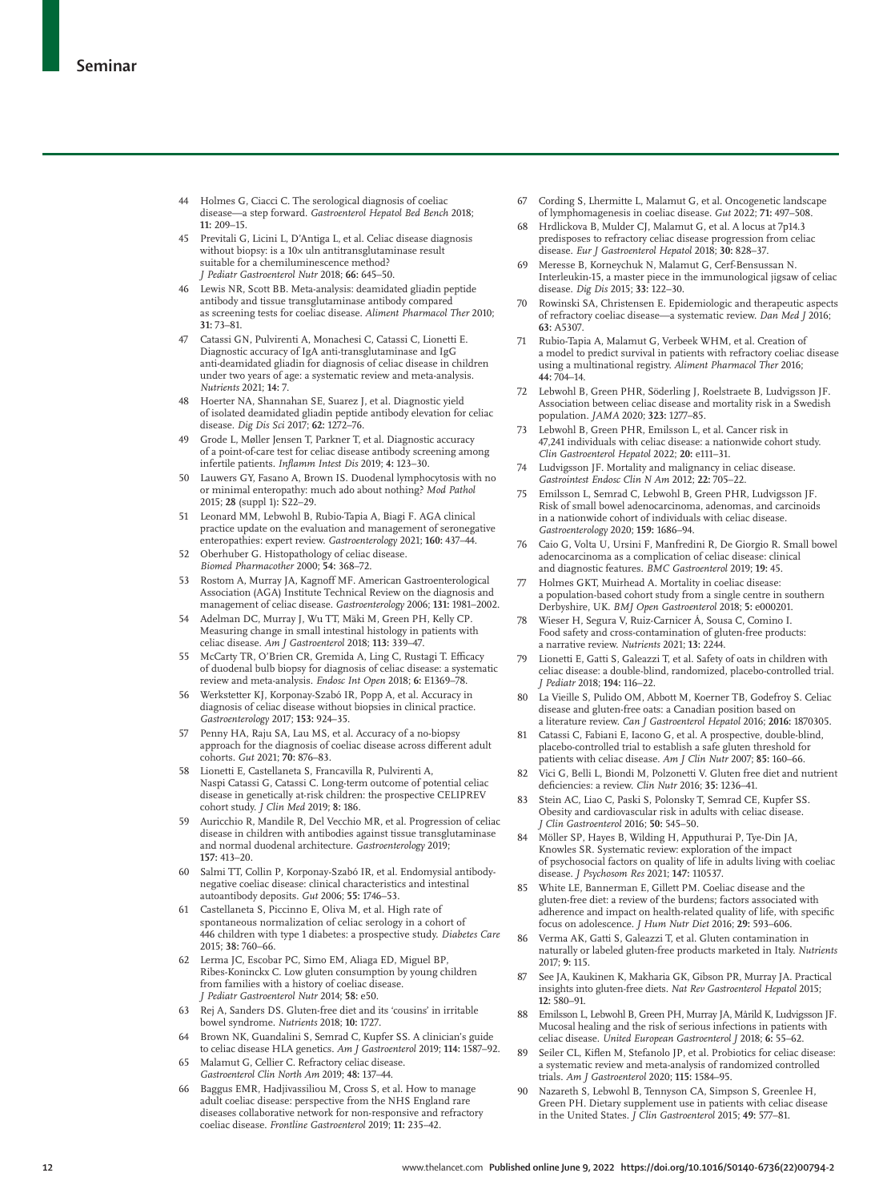44 Holmes G, Ciacci C. The serological diagnosis of coeliac disease—a step forward. *Gastroenterol Hepatol Bed Bench* 2018; **11:** 209–15.

45 Previtali G, Licini L, D'Antiga L, et al. Celiac disease diagnosis without biopsy: is a 10× uln antitransglutaminase result suitable for a chemiluminescence method? *J Pediatr Gastroenterol Nutr* 2018; **66:** 645–50.

46 Lewis NR, Scott BB. Meta-analysis: deamidated gliadin peptide antibody and tissue transglutaminase antibody compared as screening tests for coeliac disease. *Aliment Pharmacol Ther* 2010; **31:** 73–81.

47 Catassi GN, Pulvirenti A, Monachesi C, Catassi C, Lionetti E. Diagnostic accuracy of IgA anti-transglutaminase and IgG anti-deamidated gliadin for diagnosis of celiac disease in children under two years of age: a systematic review and meta-analysis. *Nutrients* 2021; **14:** 7.

48 Hoerter NA, Shannahan SE, Suarez J, et al. Diagnostic yield of isolated deamidated gliadin peptide antibody elevation for celiac disease. *Dig Dis Sci* 2017; **62:** 1272–76.

49 Grode L, Møller Jensen T, Parkner T, et al. Diagnostic accuracy of a point-of-care test for celiac disease antibody screening among infertile patients. *Inflamm Intest Dis* 2019; **4:** 123–30.

50 Lauwers GY, Fasano A, Brown IS. Duodenal lymphocytosis with no or minimal enteropathy: much ado about nothing? *Mod Pathol* 2015; **28** (suppl 1)**:** S22–29.

51 Leonard MM, Lebwohl B, Rubio-Tapia A, Biagi F. AGA clinical practice update on the evaluation and management of seronegative enteropathies: expert review. *Gastroenterology* 2021; **160:** 437–44.

52 Oberhuber G. Histopathology of celiac disease. *Biomed Pharmacother* 2000; **54:** 368–72.

53 Rostom A, Murray JA, Kagnoff MF. American Gastroenterological Association (AGA) Institute Technical Review on the diagnosis and management of celiac disease. *Gastroenterology* 2006; **131:** 1981–2002.

54 Adelman DC, Murray J, Wu TT, Mäki M, Green PH, Kelly CP. Measuring change in small intestinal histology in patients with celiac disease. *Am J Gastroenterol* 2018; **113:** 339–47.

55 McCarty TR, O'Brien CR, Gremida A, Ling C, Rustagi T. Efficacy of duodenal bulb biopsy for diagnosis of celiac disease: a systematic review and meta-analysis. *Endosc Int Open* 2018; **6:** E1369–78.

56 Werkstetter KJ, Korponay-Szabó IR, Popp A, et al. Accuracy in diagnosis of celiac disease without biopsies in clinical practice. *Gastroenterology* 2017; **153:** 924–35.

57 Penny HA, Raju SA, Lau MS, et al. Accuracy of a no-biopsy approach for the diagnosis of coeliac disease across different adult cohorts. *Gut* 2021; **70:** 876–83.

58 Lionetti E, Castellaneta S, Francavilla R, Pulvirenti A, Naspi Catassi G, Catassi C. Long-term outcome of potential celiac disease in genetically at-risk children: the prospective CELIPREV cohort study. *J Clin Med* 2019; **8:** 186.

59 Auricchio R, Mandile R, Del Vecchio MR, et al. Progression of celiac disease in children with antibodies against tissue transglutaminase and normal duodenal architecture. *Gastroenterology* 2019; **157:** 413–20.

60 Salmi TT, Collin P, Korponay-Szabó IR, et al. Endomysial antibody-negative coeliac disease: clinical characteristics and intestinal autoantibody deposits. *Gut* 2006; **55:** 1746–53.

61 Castellaneta S, Piccinno E, Oliva M, et al. High rate of spontaneous normalization of celiac serology in a cohort of 446 children with type 1 diabetes: a prospective study. *Diabetes Care* 2015; **38:** 760–66.

62 Lerma JC, Escobar PC, Simo EM, Aliaga ED, Miguel BP, Ribes-Koninckx C. Low gluten consumption by young children from families with a history of coeliac disease. *J Pediatr Gastroenterol Nutr* 2014; **58:** e50.

63 Rej A, Sanders DS. Gluten-free diet and its 'cousins' in irritable bowel syndrome. *Nutrients* 2018; **10:** 1727.

64 Brown NK, Guandalini S, Semrad C, Kupfer SS. A clinician's guide to celiac disease HLA genetics. *Am J Gastroenterol* 2019; **114:** 1587–92.

65 Malamut G, Cellier C. Refractory celiac disease. *Gastroenterol Clin North Am* 2019; **48:** 137–44.

66 Baggus EMR, Hadjivassiliou M, Cross S, et al. How to manage adult coeliac disease: perspective from the NHS England rare diseases collaborative network for non-responsive and refractory coeliac disease. *Frontline Gastroenterol* 2019; **11:** 235–42.

67 Cording S, Lhermitte L, Malamut G, et al. Oncogenetic landscape of lymphomagenesis in coeliac disease. *Gut* 2022; **71:** 497–508.

68 Hrdlickova B, Mulder CJ, Malamut G, et al. A locus at 7p14.3 predisposes to refractory celiac disease progression from celiac disease. *Eur J Gastroenterol Hepatol* 2018; **30:** 828–37.

69 Meresse B, Korneychuk N, Malamut G, Cerf-Bensussan N. Interleukin-15, a master piece in the immunological jigsaw of celiac disease. *Dig Dis* 2015; **33:** 122–30.

70 Rowinski SA, Christensen E. Epidemiologic and therapeutic aspects of refractory coeliac disease—a systematic review. *Dan Med J* 2016; **63:** A5307.

71 Rubio-Tapia A, Malamut G, Verbeek WHM, et al. Creation of a model to predict survival in patients with refractory coeliac disease using a multinational registry. *Aliment Pharmacol Ther* 2016; **44:** 704–14.

72 Lebwohl B, Green PHR, Söderling J, Roelstraete B, Ludvigsson JF. Association between celiac disease and mortality risk in a Swedish population. *JAMA* 2020; **323:** 1277–85.

73 Lebwohl B, Green PHR, Emilsson L, et al. Cancer risk in 47,241 individuals with celiac disease: a nationwide cohort study. *Clin Gastroenterol Hepatol* 2022; **20:** e111–31.

74 Ludvigsson JF. Mortality and malignancy in celiac disease. *Gastrointest Endosc Clin N Am* 2012; **22:** 705–22.

75 Emilsson L, Semrad C, Lebwohl B, Green PHR, Ludvigsson JF. Risk of small bowel adenocarcinoma, adenomas, and carcinoids in a nationwide cohort of individuals with celiac disease. *Gastroenterology* 2020; **159:** 1686–94.

76 Caio G, Volta U, Ursini F, Manfredini R, De Giorgio R. Small bowel adenocarcinoma as a complication of celiac disease: clinical and diagnostic features. *BMC Gastroenterol* 2019; **19:** 45.

77 Holmes GKT, Muirhead A. Mortality in coeliac disease: a population-based cohort study from a single centre in southern Derbyshire, UK. *BMJ Open Gastroenterol* 2018; **5:** e000201.

78 Wieser H, Segura V, Ruiz-Carnicer Á, Sousa C, Comino I. Food safety and cross-contamination of gluten-free products: a narrative review. *Nutrients* 2021; **13:** 2244.

79 Lionetti E, Gatti S, Galeazzi T, et al. Safety of oats in children with celiac disease: a double-blind, randomized, placebo-controlled trial. *J Pediatr* 2018; **194:** 116–22.

80 La Vieille S, Pulido OM, Abbott M, Koerner TB, Godefroy S. Celiac disease and gluten-free oats: a Canadian position based on a literature review. *Can J Gastroenterol Hepatol* 2016; **2016:** 1870305.

81 Catassi C, Fabiani E, Iacono G, et al. A prospective, double-blind, placebo-controlled trial to establish a safe gluten threshold for patients with celiac disease. *Am J Clin Nutr* 2007; **85:** 160–66.

82 Vici G, Belli L, Biondi M, Polzonetti V. Gluten free diet and nutrient deficiencies: a review. *Clin Nutr* 2016; **35:** 1236–41.

83 Stein AC, Liao C, Paski S, Polonsky T, Semrad CE, Kupfer SS. Obesity and cardiovascular risk in adults with celiac disease. *J Clin Gastroenterol* 2016; **50:** 545–50.

84 Möller SP, Hayes B, Wilding H, Apputhurai P, Tye-Din JA, Knowles SR. Systematic review: exploration of the impact of psychosocial factors on quality of life in adults living with coeliac disease. *J Psychosom Res* 2021; **147:** 110537.

85 White LE, Bannerman E, Gillett PM. Coeliac disease and the gluten-free diet: a review of the burdens; factors associated with adherence and impact on health-related quality of life, with specific focus on adolescence. *J Hum Nutr Diet* 2016; **29:** 593–606.

86 Verma AK, Gatti S, Galeazzi T, et al. Gluten contamination in naturally or labeled gluten-free products marketed in Italy. *Nutrients* 2017; **9:** 115.

87 See JA, Kaukinen K, Makharia GK, Gibson PR, Murray JA. Practical insights into gluten-free diets. *Nat Rev Gastroenterol Hepatol* 2015; **12:** 580–91.

88 Emilsson L, Lebwohl B, Green PH, Murray JA, Mårild K, Ludvigsson JF. Mucosal healing and the risk of serious infections in patients with celiac disease. *United European Gastroenterol J* 2018; **6:** 55–62.

89 Seiler CL, Kiflen M, Stefanolo JP, et al. Probiotics for celiac disease: a systematic review and meta-analysis of randomized controlled trials. *Am J Gastroenterol* 2020; **115:** 1584–95.

90 Nazareth S, Lebwohl B, Tennyson CA, Simpson S, Greenlee H, Green PH. Dietary supplement use in patients with celiac disease in the United States. *J Clin Gastroenterol* 2015; **49:** 577–81.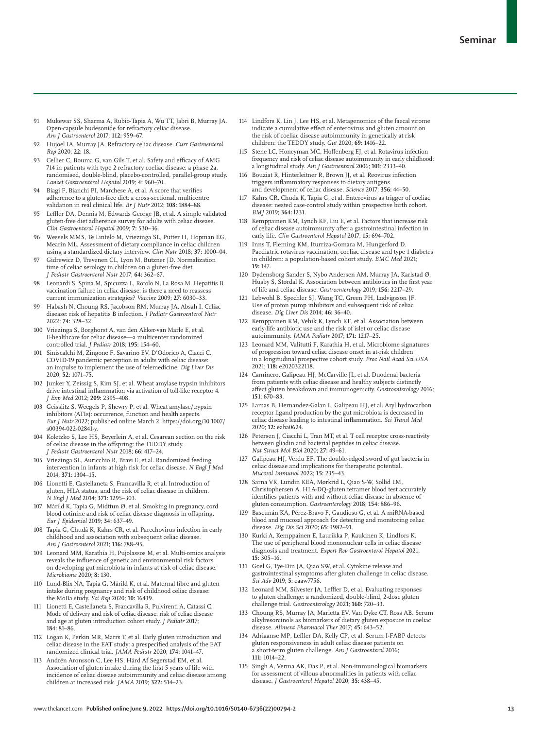91 Mukewar SS, Sharma A, Rubio-Tapia A, Wu TT, Jabri B, Murray JA. Open-capsule budesonide for refractory celiac disease. *Am J Gastroenterol* 2017; **112:** 959–67.

92 Hujoel IA, Murray JA. Refractory celiac disease. *Curr Gastroenterol Rep* 2020; **22:** 18.

93 Cellier C, Bouma G, van Gils T, et al. Safety and efficacy of AMG 714 in patients with type 2 refractory coeliac disease: a phase 2a, randomised, double-blind, placebo-controlled, parallel-group study. *Lancet Gastroenterol Hepatol* 2019; **4:** 960–70.

94 Biagi F, Bianchi PI, Marchese A, et al. A score that verifies adherence to a gluten-free diet: a cross-sectional, multicentre validation in real clinical life. *Br J Nutr* 2012; **108:** 1884–88.

95 Leffler DA, Dennis M, Edwards George JB, et al. A simple validated gluten-free diet adherence survey for adults with celiac disease. *Clin Gastroenterol Hepatol* 2009; **7:** 530–36.

96 Wessels MMS, Te Lintelo M, Vriezinga SL, Putter H, Hopman EG, Mearin ML. Assessment of dietary compliance in celiac children using a standardized dietary interview. *Clin Nutr* 2018; **37:** 1000–04.

97 Gidrewicz D, Trevenen CL, Lyon M, Butzner JD. Normalization time of celiac serology in children on a gluten-free diet. *J Pediatr Gastroenterol Nutr* 2017; **64:** 362–67.

98 Leonardi S, Spina M, Spicuzza L, Rotolo N, La Rosa M. Hepatitis B vaccination failure in celiac disease: is there a need to reassess current immunization strategies? *Vaccine* 2009; **27:** 6030–33.

99 Habash N, Choung RS, Jacobson RM, Murray JA, Absah I. Celiac disease: risk of hepatitis B infection. *J Pediatr Gastroenterol Nutr* 2022; **74:** 328–32.

100 Vriezinga S, Borghorst A, van den Akker-van Marle E, et al. E-healthcare for celiac disease—a multicenter randomized controlled trial. *J Pediatr* 2018; **195:** 154–60.

101 Siniscalchi M, Zingone F, Savarino EV, D'Odorico A, Ciacci C. COVID-19 pandemic perception in adults with celiac disease: an impulse to implement the use of telemedicine. *Dig Liver Dis* 2020; **52:** 1071–75.

102 Junker Y, Zeissig S, Kim SJ, et al. Wheat amylase trypsin inhibitors drive intestinal inflammation via activation of toll-like receptor 4. *J Exp Med* 2012; **209:** 2395–408.

103 Geisslitz S, Weegels P, Shewry P, et al. Wheat amylase/trypsin inhibitors (ATIs): occurrence, function and health aspects. *Eur J Nutr* 2022; published online March 2. https://doi.org/10.1007/s00394-022-02841-y.

104 Koletzko S, Lee HS, Beyerlein A, et al. Cesarean section on the risk of celiac disease in the offspring: the TEDDY study. *J Pediatr Gastroenterol Nutr* 2018; **66:** 417–24.

105 Vriezinga SL, Auricchio R, Bravi E, et al. Randomized feeding intervention in infants at high risk for celiac disease. *N Engl J Med* 2014; **371:** 1304–15.

106 Lionetti E, Castellaneta S, Francavilla R, et al. Introduction of gluten, HLA status, and the risk of celiac disease in children. *N Engl J Med* 2014; **371:** 1295–303.

107 Mårild K, Tapia G, Midttun Ø, et al. Smoking in pregnancy, cord blood cotinine and risk of celiac disease diagnosis in offspring. *Eur J Epidemiol* 2019; **34:** 637–49.

108 Tapia G, Chudá K, Kahrs CR, et al. Parechovirus infection in early childhood and association with subsequent celiac disease. *Am J Gastroenterol* 2021; **116:** 788–95.

109 Leonard MM, Karathia H, Pujolassos M, et al. Multi-omics analysis reveals the influence of genetic and environmental risk factors on developing gut microbiota in infants at risk of celiac disease. *Microbiome* 2020; **8:** 130.

110 Lund-Blix NA, Tapia G, Mårild K, et al. Maternal fibre and gluten intake during pregnancy and risk of childhood celiac disease: the MoBa study. *Sci Rep* 2020; **10:** 16439.

111 Lionetti E, Castellaneta S, Francavilla R, Pulvirenti A, Catassi C. Mode of delivery and risk of celiac disease: risk of celiac disease and age at gluten introduction cohort study. *J Pediatr* 2017; **184:** 81–86.

112 Logan K, Perkin MR, Marrs T, et al. Early gluten introduction and celiac disease in the EAT study: a prespecified analysis of the EAT randomized clinical trial. *JAMA Pediatr* 2020; **174:** 1041–47.

113 Andrén Aronsson C, Lee HS, Hård Af Segerstad EM, et al. Association of gluten intake during the first 5 years of life with incidence of celiac disease autoimmunity and celiac disease among children at increased risk. *JAMA* 2019; **322:** 514–23.

114 Lindfors K, Lin J, Lee HS, et al. Metagenomics of the faecal virome indicate a cumulative effect of enterovirus and gluten amount on the risk of coeliac disease autoimmunity in genetically at risk children: the TEDDY study. *Gut* 2020; **69:** 1416–22.

115 Stene LC, Honeyman MC, Hoffenberg EJ, et al. Rotavirus infection frequency and risk of celiac disease autoimmunity in early childhood: a longitudinal study. *Am J Gastroenterol* 2006; **101:** 2333–40.

116 Bouziat R, Hinterleitner R, Brown JJ, et al. Reovirus infection triggers inflammatory responses to dietary antigens and development of celiac disease. *Science* 2017; **356:** 44–50.

117 Kahrs CR, Chuda K, Tapia G, et al. Enterovirus as trigger of coeliac disease: nested case-control study within prospective birth cohort. *BMJ* 2019; **364:** l231.

118 Kemppainen KM, Lynch KF, Liu E, et al. Factors that increase risk of celiac disease autoimmunity after a gastrointestinal infection in early life. *Clin Gastroenterol Hepatol* 2017; **15:** 694–702.

119 Inns T, Fleming KM, Iturriza-Gomara M, Hungerford D. Paediatric rotavirus vaccination, coeliac disease and type 1 diabetes in children: a population-based cohort study. *BMC Med* 2021; **19:** 147.

120 Dydensborg Sander S, Nybo Andersen AM, Murray JA, Karlstad Ø, Husby S, Størdal K. Association between antibiotics in the first year of life and celiac disease. *Gastroenterology* 2019; **156:** 2217–29.

121 Lebwohl B, Spechler SJ, Wang TC, Green PH, Ludvigsson JF. Use of proton pump inhibitors and subsequent risk of celiac disease. *Dig Liver Dis* 2014; **46:** 36–40.

122 Kemppainen KM, Vehik K, Lynch KF, et al. Association between early-life antibiotic use and the risk of islet or celiac disease autoimmunity. *JAMA Pediatr* 2017; **171:** 1217–25.

123 Leonard MM, Valitutti F, Karathia H, et al. Microbiome signatures of progression toward celiac disease onset in at-risk children in a longitudinal prospective cohort study. *Proc Natl Acad Sci USA* 2021; **118:** e2020322118.

124 Caminero A, Galipeau HJ, McCarville JL, et al. Duodenal bacteria from patients with celiac disease and healthy subjects distinctly affect gluten breakdown and immunogenicity. *Gastroenterology* 2016; **151**: 670–83.

125 Lamas B, Hernandez-Galan L, Galipeau HJ, et al. Aryl hydrocarbon receptor ligand production by the gut microbiota is decreased in celiac disease leading to intestinal inflammation. *Sci Transl Med* 2020; **12:** eaba0624.

126 Petersen J, Ciacchi L, Tran MT, et al. T cell receptor cross-reactivity between gliadin and bacterial peptides in celiac disease. *Nat Struct Mol Biol* 2020; **27:** 49–61.

127 Galipeau HJ, Verdu EF. The double-edged sword of gut bacteria in celiac disease and implications for therapeutic potential. *Mucosal Immunol* 2022; **15:** 235–43.

128 Sarna VK, Lundin KEA, Mørkrid L, Qiao S-W, Sollid LM, Christophersen A. HLA-DQ-gluten tetramer blood test accurately identifies patients with and without celiac disease in absence of gluten consumption. *Gastroenterology* 2018; **154:** 886–96.

129 Bascuñán KA, Pérez-Bravo F, Gaudioso G, et al. A miRNA-based blood and mucosal approach for detecting and monitoring celiac disease. *Dig Dis Sci* 2020; **65:** 1982–91.

130 Kurki A, Kemppainen E, Laurikka P, Kaukinen K, Lindfors K. The use of peripheral blood mononuclear cells in celiac disease diagnosis and treatment. *Expert Rev Gastroenterol Hepatol* 2021; **15:** 305–16.

131 Goel G, Tye-Din JA, Qiao SW, et al. Cytokine release and gastrointestinal symptoms after gluten challenge in celiac disease. *Sci Adv* 2019; **5:** eaaw7756.

132 Leonard MM, Silvester JA, Leffler D, et al. Evaluating responses to gluten challenge: a randomized, double-blind, 2-dose gluten challenge trial. *Gastroenterology* 2021; **160:** 720–33.

133 Choung RS, Murray JA, Marietta EV, Van Dyke CT, Ross AB. Serum alkylresorcinols as biomarkers of dietary gluten exposure in coeliac disease. *Aliment Pharmacol Ther* 2017; **45:** 643–52.

134 Adriaanse MP, Leffler DA, Kelly CP, et al. Serum I-FABP detects gluten responsiveness in adult celiac disease patients on a short-term gluten challenge. *Am J Gastroenterol* 2016; **111:** 1014–22.

135 Singh A, Verma AK, Das P, et al. Non-immunological biomarkers for assessment of villous abnormalities in patients with celiac disease. *J Gastroenterol Hepatol* 2020; **35:** 438–45.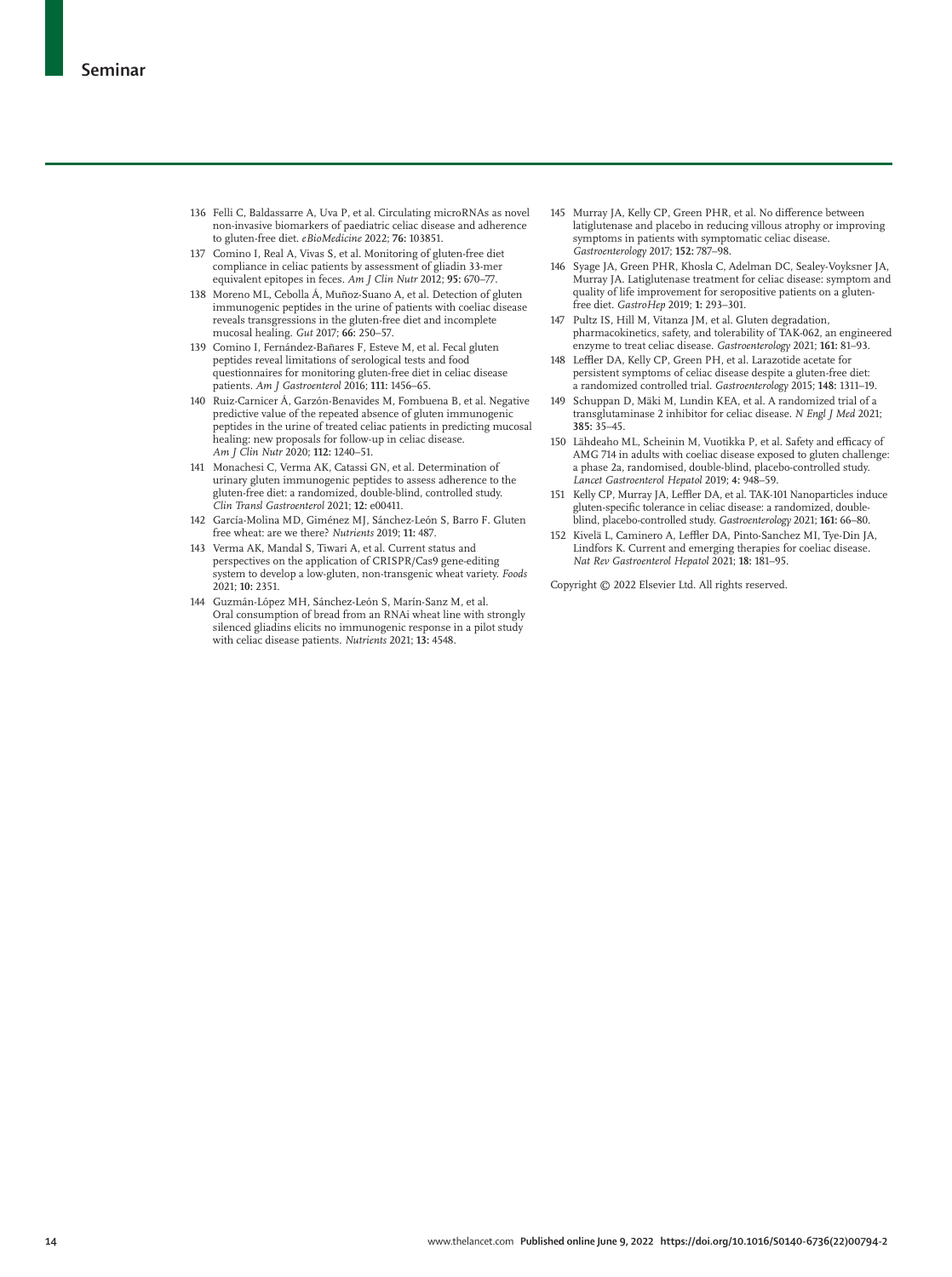136 Felli C, Baldassarre A, Uva P, et al. Circulating microRNAs as novel non-invasive biomarkers of paediatric celiac disease and adherence to gluten-free diet. *eBioMedicine* 2022; **76:** 103851.

137 Comino I, Real A, Vivas S, et al. Monitoring of gluten-free diet compliance in celiac patients by assessment of gliadin 33-mer equivalent epitopes in feces. *Am J Clin Nutr* 2012; **95:** 670–77.

138 Moreno ML, Cebolla Á, Muñoz-Suano A, et al. Detection of gluten immunogenic peptides in the urine of patients with coeliac disease reveals transgressions in the gluten-free diet and incomplete mucosal healing. *Gut* 2017; **66:** 250–57.

139 Comino I, Fernández-Bañares F, Esteve M, et al. Fecal gluten peptides reveal limitations of serological tests and food questionnaires for monitoring gluten-free diet in celiac disease patients. *Am J Gastroenterol* 2016; **111:** 1456–65.

140 Ruiz-Carnicer Á, Garzón-Benavides M, Fombuena B, et al. Negative predictive value of the repeated absence of gluten immunogenic peptides in the urine of treated celiac patients in predicting mucosal healing: new proposals for follow-up in celiac disease. *Am J Clin Nutr* 2020; **112:** 1240–51.

141 Monachesi C, Verma AK, Catassi GN, et al. Determination of urinary gluten immunogenic peptides to assess adherence to the gluten-free diet: a randomized, double-blind, controlled study. *Clin Transl Gastroenterol* 2021; **12:** e00411.

142 García-Molina MD, Giménez MJ, Sánchez-León S, Barro F. Gluten free wheat: are we there? *Nutrients* 2019; **11:** 487.

143 Verma AK, Mandal S, Tiwari A, et al. Current status and perspectives on the application of CRISPR/Cas9 gene-editing system to develop a low-gluten, non-transgenic wheat variety. *Foods* 2021; **10:** 2351.

144 Guzmán-López MH, Sánchez-León S, Marín-Sanz M, et al. Oral consumption of bread from an RNAi wheat line with strongly silenced gliadins elicits no immunogenic response in a pilot study with celiac disease patients. *Nutrients* 2021; **13:** 4548.

145 Murray JA, Kelly CP, Green PHR, et al. No difference between latiglutenase and placebo in reducing villous atrophy or improving symptoms in patients with symptomatic celiac disease. *Gastroenterology* 2017; **152:** 787–98.

146 Syage JA, Green PHR, Khosla C, Adelman DC, Sealey-Voyksner JA, Murray JA. Latiglutenase treatment for celiac disease: symptom and quality of life improvement for seropositive patients on a gluten-free diet. *GastroHep* 2019; **1:** 293–301.

147 Pultz IS, Hill M, Vitanza JM, et al. Gluten degradation, pharmacokinetics, safety, and tolerability of TAK-062, an engineered enzyme to treat celiac disease. *Gastroenterology* 2021; **161:** 81–93.

148 Leffler DA, Kelly CP, Green PH, et al. Larazotide acetate for persistent symptoms of celiac disease despite a gluten-free diet: a randomized controlled trial. *Gastroenterology* 2015; **148:** 1311–19.

149 Schuppan D, Mäki M, Lundin KEA, et al. A randomized trial of a transglutaminase 2 inhibitor for celiac disease. *N Engl J Med* 2021; **385:** 35–45.

150 Lähdeaho ML, Scheinin M, Vuotikka P, et al. Safety and efficacy of AMG 714 in adults with coeliac disease exposed to gluten challenge: a phase 2a, randomised, double-blind, placebo-controlled study. *Lancet Gastroenterol Hepatol* 2019; **4:** 948–59.

151 Kelly CP, Murray JA, Leffler DA, et al. TAK-101 Nanoparticles induce gluten-specific tolerance in celiac disease: a randomized, double-blind, placebo-controlled study. *Gastroenterology* 2021; **161:** 66–80.

152 Kivelä L, Caminero A, Leffler DA, Pinto-Sanchez MI, Tye-Din JA, Lindfors K. Current and emerging therapies for coeliac disease. *Nat Rev Gastroenterol Hepatol* 2021; **18:** 181–95.

Copyright © 2022 Elsevier Ltd. All rights reserved.